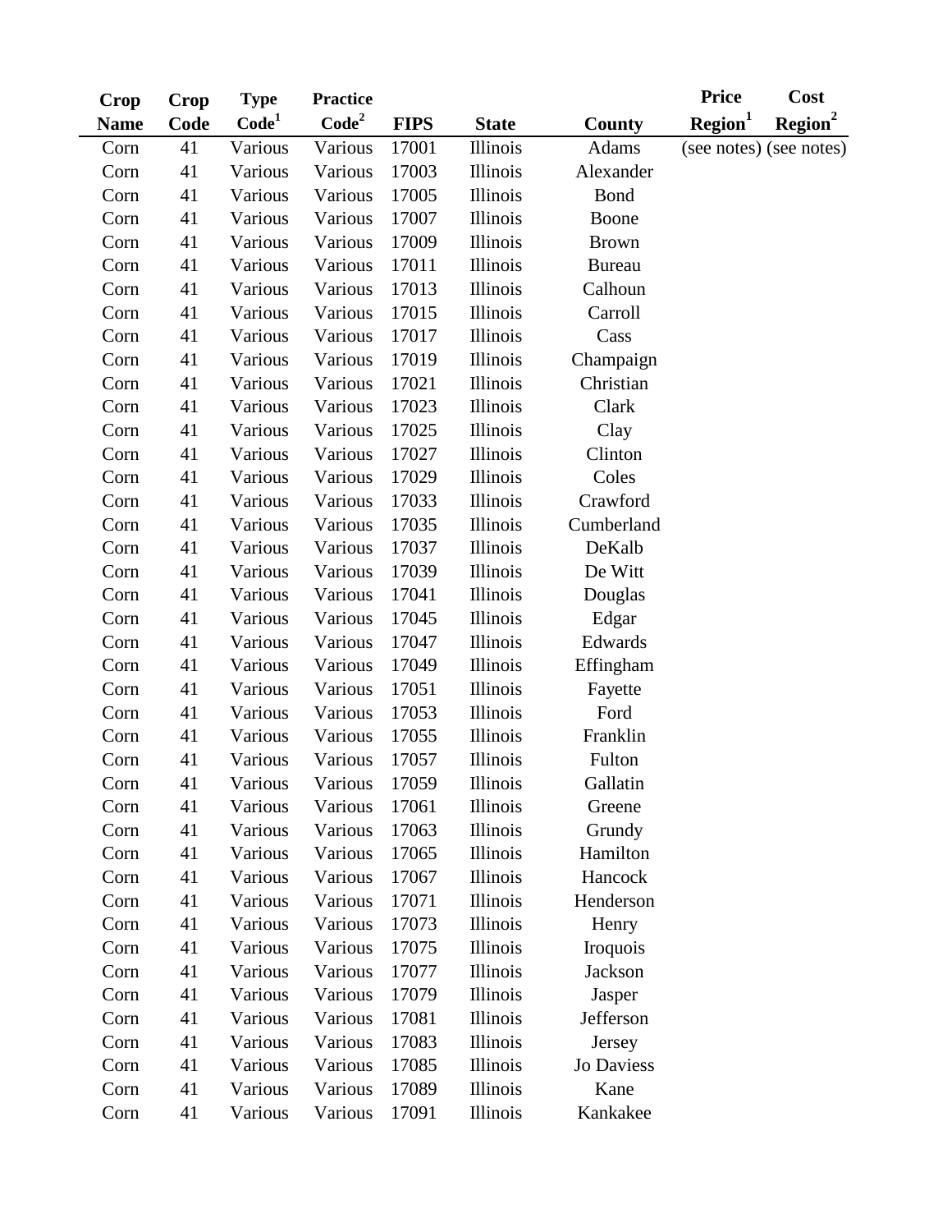| Crop Name | Crop Code | Type Code[1] | Practice Code[2] | FIPS | State | County | Price Region[1] | Cost Region[2] |
|---|---|---|---|---|---|---|---|---|
| Corn | 41 | Various | Various | 17001 | Illinois | Adams | (see notes) | (see notes) |
| Corn | 41 | Various | Various | 17003 | Illinois | Alexander | | |
| Corn | 41 | Various | Various | 17005 | Illinois | Bond | | |
| Corn | 41 | Various | Various | 17007 | Illinois | Boone | | |
| Corn | 41 | Various | Various | 17009 | Illinois | Brown | | |
| Corn | 41 | Various | Various | 17011 | Illinois | Bureau | | |
| Corn | 41 | Various | Various | 17013 | Illinois | Calhoun | | |
| Corn | 41 | Various | Various | 17015 | Illinois | Carroll | | |
| Corn | 41 | Various | Various | 17017 | Illinois | Cass | | |
| Corn | 41 | Various | Various | 17019 | Illinois | Champaign | | |
| Corn | 41 | Various | Various | 17021 | Illinois | Christian | | |
| Corn | 41 | Various | Various | 17023 | Illinois | Clark | | |
| Corn | 41 | Various | Various | 17025 | Illinois | Clay | | |
| Corn | 41 | Various | Various | 17027 | Illinois | Clinton | | |
| Corn | 41 | Various | Various | 17029 | Illinois | Coles | | |
| Corn | 41 | Various | Various | 17033 | Illinois | Crawford | | |
| Corn | 41 | Various | Various | 17035 | Illinois | Cumberland | | |
| Corn | 41 | Various | Various | 17037 | Illinois | DeKalb | | |
| Corn | 41 | Various | Various | 17039 | Illinois | De Witt | | |
| Corn | 41 | Various | Various | 17041 | Illinois | Douglas | | |
| Corn | 41 | Various | Various | 17045 | Illinois | Edgar | | |
| Corn | 41 | Various | Various | 17047 | Illinois | Edwards | | |
| Corn | 41 | Various | Various | 17049 | Illinois | Effingham | | |
| Corn | 41 | Various | Various | 17051 | Illinois | Fayette | | |
| Corn | 41 | Various | Various | 17053 | Illinois | Ford | | |
| Corn | 41 | Various | Various | 17055 | Illinois | Franklin | | |
| Corn | 41 | Various | Various | 17057 | Illinois | Fulton | | |
| Corn | 41 | Various | Various | 17059 | Illinois | Gallatin | | |
| Corn | 41 | Various | Various | 17061 | Illinois | Greene | | |
| Corn | 41 | Various | Various | 17063 | Illinois | Grundy | | |
| Corn | 41 | Various | Various | 17065 | Illinois | Hamilton | | |
| Corn | 41 | Various | Various | 17067 | Illinois | Hancock | | |
| Corn | 41 | Various | Various | 17071 | Illinois | Henderson | | |
| Corn | 41 | Various | Various | 17073 | Illinois | Henry | | |
| Corn | 41 | Various | Various | 17075 | Illinois | Iroquois | | |
| Corn | 41 | Various | Various | 17077 | Illinois | Jackson | | |
| Corn | 41 | Various | Various | 17079 | Illinois | Jasper | | |
| Corn | 41 | Various | Various | 17081 | Illinois | Jefferson | | |
| Corn | 41 | Various | Various | 17083 | Illinois | Jersey | | |
| Corn | 41 | Various | Various | 17085 | Illinois | Jo Daviess | | |
| Corn | 41 | Various | Various | 17089 | Illinois | Kane | | |
| Corn | 41 | Various | Various | 17091 | Illinois | Kankakee | | |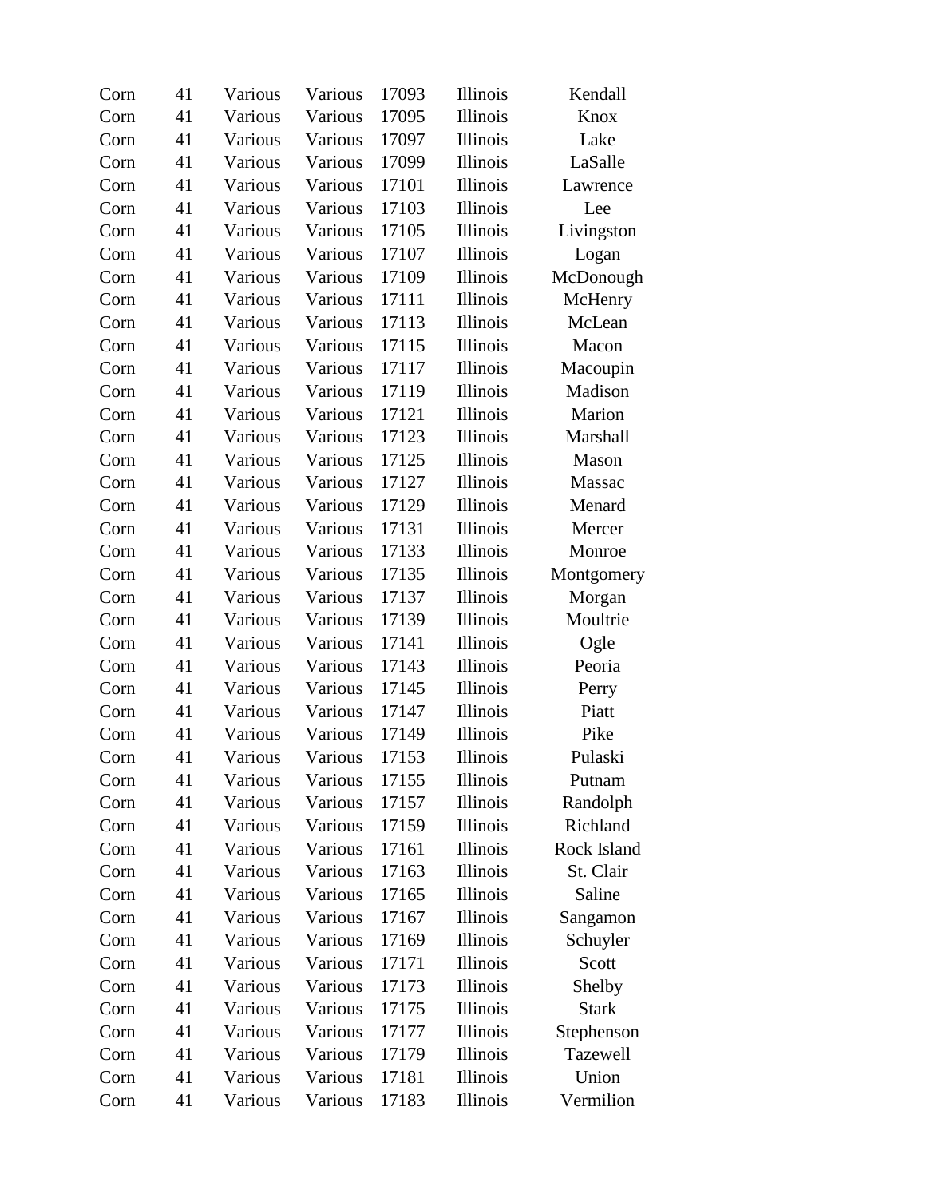| Corn | 41 | Various | Various | 17093 | Illinois | Kendall |
|---|---|---|---|---|---|---|
| Corn | 41 | Various | Various | 17095 | Illinois | Knox |
| Corn | 41 | Various | Various | 17097 | Illinois | Lake |
| Corn | 41 | Various | Various | 17099 | Illinois | LaSalle |
| Corn | 41 | Various | Various | 17101 | Illinois | Lawrence |
| Corn | 41 | Various | Various | 17103 | Illinois | Lee |
| Corn | 41 | Various | Various | 17105 | Illinois | Livingston |
| Corn | 41 | Various | Various | 17107 | Illinois | Logan |
| Corn | 41 | Various | Various | 17109 | Illinois | McDonough |
| Corn | 41 | Various | Various | 17111 | Illinois | McHenry |
| Corn | 41 | Various | Various | 17113 | Illinois | McLean |
| Corn | 41 | Various | Various | 17115 | Illinois | Macon |
| Corn | 41 | Various | Various | 17117 | Illinois | Macoupin |
| Corn | 41 | Various | Various | 17119 | Illinois | Madison |
| Corn | 41 | Various | Various | 17121 | Illinois | Marion |
| Corn | 41 | Various | Various | 17123 | Illinois | Marshall |
| Corn | 41 | Various | Various | 17125 | Illinois | Mason |
| Corn | 41 | Various | Various | 17127 | Illinois | Massac |
| Corn | 41 | Various | Various | 17129 | Illinois | Menard |
| Corn | 41 | Various | Various | 17131 | Illinois | Mercer |
| Corn | 41 | Various | Various | 17133 | Illinois | Monroe |
| Corn | 41 | Various | Various | 17135 | Illinois | Montgomery |
| Corn | 41 | Various | Various | 17137 | Illinois | Morgan |
| Corn | 41 | Various | Various | 17139 | Illinois | Moultrie |
| Corn | 41 | Various | Various | 17141 | Illinois | Ogle |
| Corn | 41 | Various | Various | 17143 | Illinois | Peoria |
| Corn | 41 | Various | Various | 17145 | Illinois | Perry |
| Corn | 41 | Various | Various | 17147 | Illinois | Piatt |
| Corn | 41 | Various | Various | 17149 | Illinois | Pike |
| Corn | 41 | Various | Various | 17153 | Illinois | Pulaski |
| Corn | 41 | Various | Various | 17155 | Illinois | Putnam |
| Corn | 41 | Various | Various | 17157 | Illinois | Randolph |
| Corn | 41 | Various | Various | 17159 | Illinois | Richland |
| Corn | 41 | Various | Various | 17161 | Illinois | Rock Island |
| Corn | 41 | Various | Various | 17163 | Illinois | St. Clair |
| Corn | 41 | Various | Various | 17165 | Illinois | Saline |
| Corn | 41 | Various | Various | 17167 | Illinois | Sangamon |
| Corn | 41 | Various | Various | 17169 | Illinois | Schuyler |
| Corn | 41 | Various | Various | 17171 | Illinois | Scott |
| Corn | 41 | Various | Various | 17173 | Illinois | Shelby |
| Corn | 41 | Various | Various | 17175 | Illinois | Stark |
| Corn | 41 | Various | Various | 17177 | Illinois | Stephenson |
| Corn | 41 | Various | Various | 17179 | Illinois | Tazewell |
| Corn | 41 | Various | Various | 17181 | Illinois | Union |
| Corn | 41 | Various | Various | 17183 | Illinois | Vermilion |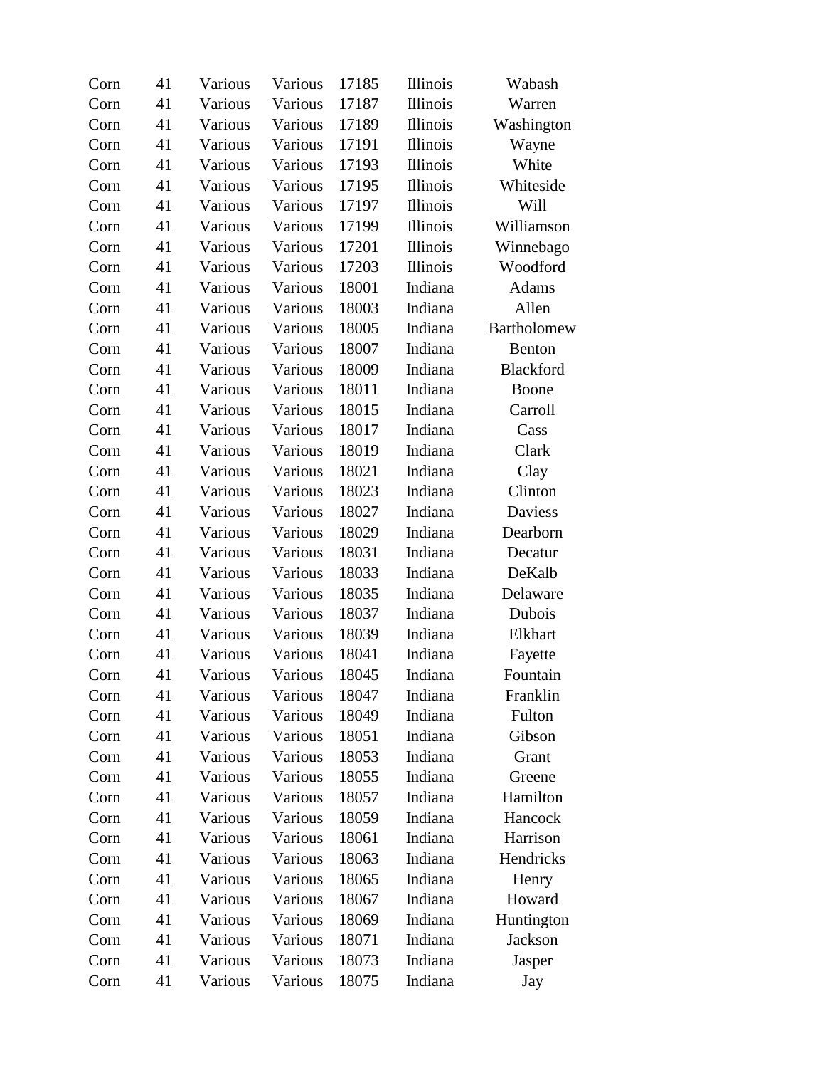| | | | | | | |
|---|---|---|---|---|---|---|
| Corn | 41 | Various | Various | 17185 | Illinois | Wabash |
| Corn | 41 | Various | Various | 17187 | Illinois | Warren |
| Corn | 41 | Various | Various | 17189 | Illinois | Washington |
| Corn | 41 | Various | Various | 17191 | Illinois | Wayne |
| Corn | 41 | Various | Various | 17193 | Illinois | White |
| Corn | 41 | Various | Various | 17195 | Illinois | Whiteside |
| Corn | 41 | Various | Various | 17197 | Illinois | Will |
| Corn | 41 | Various | Various | 17199 | Illinois | Williamson |
| Corn | 41 | Various | Various | 17201 | Illinois | Winnebago |
| Corn | 41 | Various | Various | 17203 | Illinois | Woodford |
| Corn | 41 | Various | Various | 18001 | Indiana | Adams |
| Corn | 41 | Various | Various | 18003 | Indiana | Allen |
| Corn | 41 | Various | Various | 18005 | Indiana | Bartholomew |
| Corn | 41 | Various | Various | 18007 | Indiana | Benton |
| Corn | 41 | Various | Various | 18009 | Indiana | Blackford |
| Corn | 41 | Various | Various | 18011 | Indiana | Boone |
| Corn | 41 | Various | Various | 18015 | Indiana | Carroll |
| Corn | 41 | Various | Various | 18017 | Indiana | Cass |
| Corn | 41 | Various | Various | 18019 | Indiana | Clark |
| Corn | 41 | Various | Various | 18021 | Indiana | Clay |
| Corn | 41 | Various | Various | 18023 | Indiana | Clinton |
| Corn | 41 | Various | Various | 18027 | Indiana | Daviess |
| Corn | 41 | Various | Various | 18029 | Indiana | Dearborn |
| Corn | 41 | Various | Various | 18031 | Indiana | Decatur |
| Corn | 41 | Various | Various | 18033 | Indiana | DeKalb |
| Corn | 41 | Various | Various | 18035 | Indiana | Delaware |
| Corn | 41 | Various | Various | 18037 | Indiana | Dubois |
| Corn | 41 | Various | Various | 18039 | Indiana | Elkhart |
| Corn | 41 | Various | Various | 18041 | Indiana | Fayette |
| Corn | 41 | Various | Various | 18045 | Indiana | Fountain |
| Corn | 41 | Various | Various | 18047 | Indiana | Franklin |
| Corn | 41 | Various | Various | 18049 | Indiana | Fulton |
| Corn | 41 | Various | Various | 18051 | Indiana | Gibson |
| Corn | 41 | Various | Various | 18053 | Indiana | Grant |
| Corn | 41 | Various | Various | 18055 | Indiana | Greene |
| Corn | 41 | Various | Various | 18057 | Indiana | Hamilton |
| Corn | 41 | Various | Various | 18059 | Indiana | Hancock |
| Corn | 41 | Various | Various | 18061 | Indiana | Harrison |
| Corn | 41 | Various | Various | 18063 | Indiana | Hendricks |
| Corn | 41 | Various | Various | 18065 | Indiana | Henry |
| Corn | 41 | Various | Various | 18067 | Indiana | Howard |
| Corn | 41 | Various | Various | 18069 | Indiana | Huntington |
| Corn | 41 | Various | Various | 18071 | Indiana | Jackson |
| Corn | 41 | Various | Various | 18073 | Indiana | Jasper |
| Corn | 41 | Various | Various | 18075 | Indiana | Jay |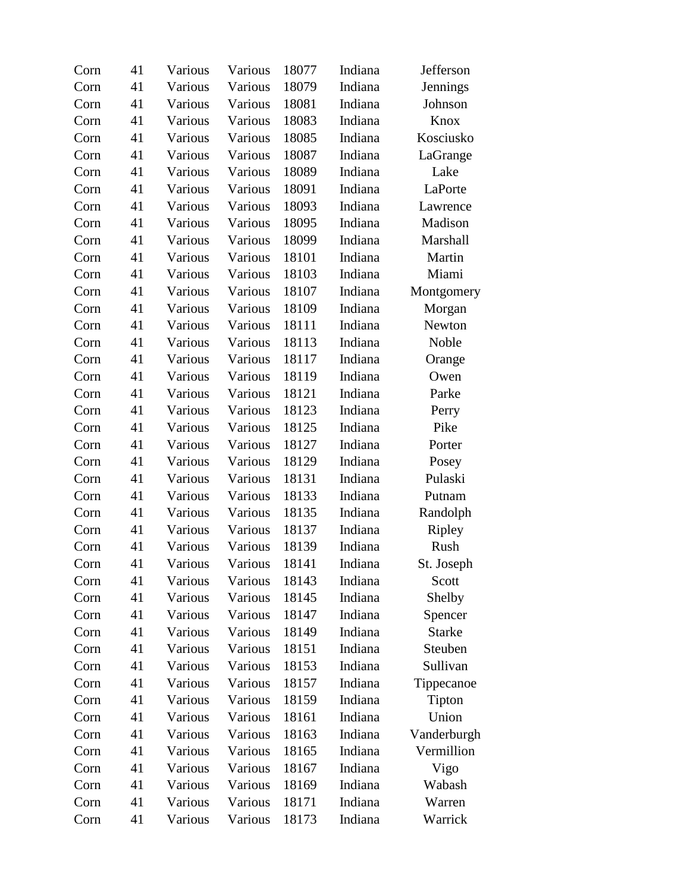| Corn | 41 | Various | Various | 18077 | Indiana | Jefferson |
|---|---|---|---|---|---|---|
| Corn | 41 | Various | Various | 18079 | Indiana | Jennings |
| Corn | 41 | Various | Various | 18081 | Indiana | Johnson |
| Corn | 41 | Various | Various | 18083 | Indiana | Knox |
| Corn | 41 | Various | Various | 18085 | Indiana | Kosciusko |
| Corn | 41 | Various | Various | 18087 | Indiana | LaGrange |
| Corn | 41 | Various | Various | 18089 | Indiana | Lake |
| Corn | 41 | Various | Various | 18091 | Indiana | LaPorte |
| Corn | 41 | Various | Various | 18093 | Indiana | Lawrence |
| Corn | 41 | Various | Various | 18095 | Indiana | Madison |
| Corn | 41 | Various | Various | 18099 | Indiana | Marshall |
| Corn | 41 | Various | Various | 18101 | Indiana | Martin |
| Corn | 41 | Various | Various | 18103 | Indiana | Miami |
| Corn | 41 | Various | Various | 18107 | Indiana | Montgomery |
| Corn | 41 | Various | Various | 18109 | Indiana | Morgan |
| Corn | 41 | Various | Various | 18111 | Indiana | Newton |
| Corn | 41 | Various | Various | 18113 | Indiana | Noble |
| Corn | 41 | Various | Various | 18117 | Indiana | Orange |
| Corn | 41 | Various | Various | 18119 | Indiana | Owen |
| Corn | 41 | Various | Various | 18121 | Indiana | Parke |
| Corn | 41 | Various | Various | 18123 | Indiana | Perry |
| Corn | 41 | Various | Various | 18125 | Indiana | Pike |
| Corn | 41 | Various | Various | 18127 | Indiana | Porter |
| Corn | 41 | Various | Various | 18129 | Indiana | Posey |
| Corn | 41 | Various | Various | 18131 | Indiana | Pulaski |
| Corn | 41 | Various | Various | 18133 | Indiana | Putnam |
| Corn | 41 | Various | Various | 18135 | Indiana | Randolph |
| Corn | 41 | Various | Various | 18137 | Indiana | Ripley |
| Corn | 41 | Various | Various | 18139 | Indiana | Rush |
| Corn | 41 | Various | Various | 18141 | Indiana | St. Joseph |
| Corn | 41 | Various | Various | 18143 | Indiana | Scott |
| Corn | 41 | Various | Various | 18145 | Indiana | Shelby |
| Corn | 41 | Various | Various | 18147 | Indiana | Spencer |
| Corn | 41 | Various | Various | 18149 | Indiana | Starke |
| Corn | 41 | Various | Various | 18151 | Indiana | Steuben |
| Corn | 41 | Various | Various | 18153 | Indiana | Sullivan |
| Corn | 41 | Various | Various | 18157 | Indiana | Tippecanoe |
| Corn | 41 | Various | Various | 18159 | Indiana | Tipton |
| Corn | 41 | Various | Various | 18161 | Indiana | Union |
| Corn | 41 | Various | Various | 18163 | Indiana | Vanderburgh |
| Corn | 41 | Various | Various | 18165 | Indiana | Vermillion |
| Corn | 41 | Various | Various | 18167 | Indiana | Vigo |
| Corn | 41 | Various | Various | 18169 | Indiana | Wabash |
| Corn | 41 | Various | Various | 18171 | Indiana | Warren |
| Corn | 41 | Various | Various | 18173 | Indiana | Warrick |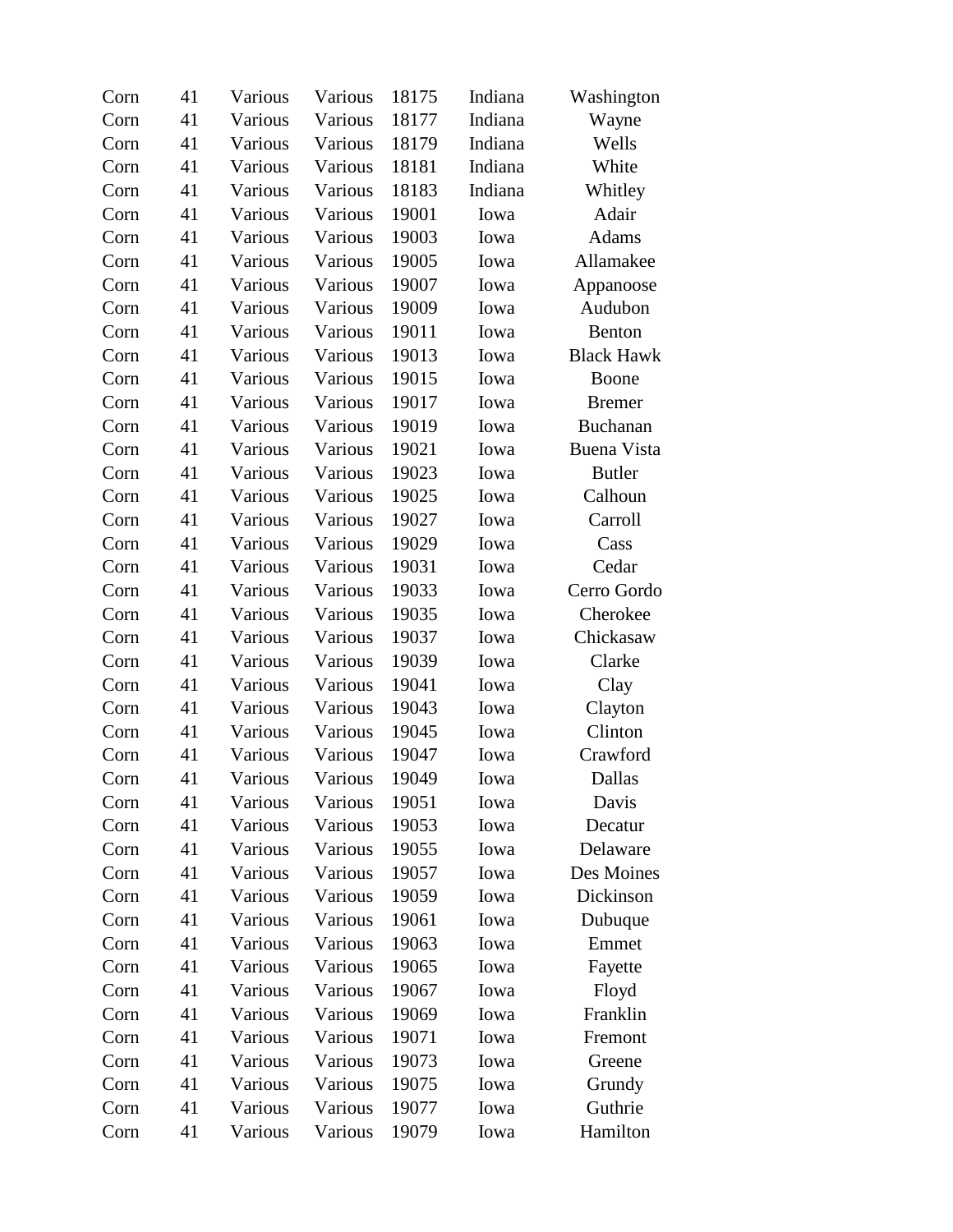| | | | | | | |
|---|---|---|---|---|---|---|
| Corn | 41 | Various | Various | 18175 | Indiana | Washington |
| Corn | 41 | Various | Various | 18177 | Indiana | Wayne |
| Corn | 41 | Various | Various | 18179 | Indiana | Wells |
| Corn | 41 | Various | Various | 18181 | Indiana | White |
| Corn | 41 | Various | Various | 18183 | Indiana | Whitley |
| Corn | 41 | Various | Various | 19001 | Iowa | Adair |
| Corn | 41 | Various | Various | 19003 | Iowa | Adams |
| Corn | 41 | Various | Various | 19005 | Iowa | Allamakee |
| Corn | 41 | Various | Various | 19007 | Iowa | Appanoose |
| Corn | 41 | Various | Various | 19009 | Iowa | Audubon |
| Corn | 41 | Various | Various | 19011 | Iowa | Benton |
| Corn | 41 | Various | Various | 19013 | Iowa | Black Hawk |
| Corn | 41 | Various | Various | 19015 | Iowa | Boone |
| Corn | 41 | Various | Various | 19017 | Iowa | Bremer |
| Corn | 41 | Various | Various | 19019 | Iowa | Buchanan |
| Corn | 41 | Various | Various | 19021 | Iowa | Buena Vista |
| Corn | 41 | Various | Various | 19023 | Iowa | Butler |
| Corn | 41 | Various | Various | 19025 | Iowa | Calhoun |
| Corn | 41 | Various | Various | 19027 | Iowa | Carroll |
| Corn | 41 | Various | Various | 19029 | Iowa | Cass |
| Corn | 41 | Various | Various | 19031 | Iowa | Cedar |
| Corn | 41 | Various | Various | 19033 | Iowa | Cerro Gordo |
| Corn | 41 | Various | Various | 19035 | Iowa | Cherokee |
| Corn | 41 | Various | Various | 19037 | Iowa | Chickasaw |
| Corn | 41 | Various | Various | 19039 | Iowa | Clarke |
| Corn | 41 | Various | Various | 19041 | Iowa | Clay |
| Corn | 41 | Various | Various | 19043 | Iowa | Clayton |
| Corn | 41 | Various | Various | 19045 | Iowa | Clinton |
| Corn | 41 | Various | Various | 19047 | Iowa | Crawford |
| Corn | 41 | Various | Various | 19049 | Iowa | Dallas |
| Corn | 41 | Various | Various | 19051 | Iowa | Davis |
| Corn | 41 | Various | Various | 19053 | Iowa | Decatur |
| Corn | 41 | Various | Various | 19055 | Iowa | Delaware |
| Corn | 41 | Various | Various | 19057 | Iowa | Des Moines |
| Corn | 41 | Various | Various | 19059 | Iowa | Dickinson |
| Corn | 41 | Various | Various | 19061 | Iowa | Dubuque |
| Corn | 41 | Various | Various | 19063 | Iowa | Emmet |
| Corn | 41 | Various | Various | 19065 | Iowa | Fayette |
| Corn | 41 | Various | Various | 19067 | Iowa | Floyd |
| Corn | 41 | Various | Various | 19069 | Iowa | Franklin |
| Corn | 41 | Various | Various | 19071 | Iowa | Fremont |
| Corn | 41 | Various | Various | 19073 | Iowa | Greene |
| Corn | 41 | Various | Various | 19075 | Iowa | Grundy |
| Corn | 41 | Various | Various | 19077 | Iowa | Guthrie |
| Corn | 41 | Various | Various | 19079 | Iowa | Hamilton |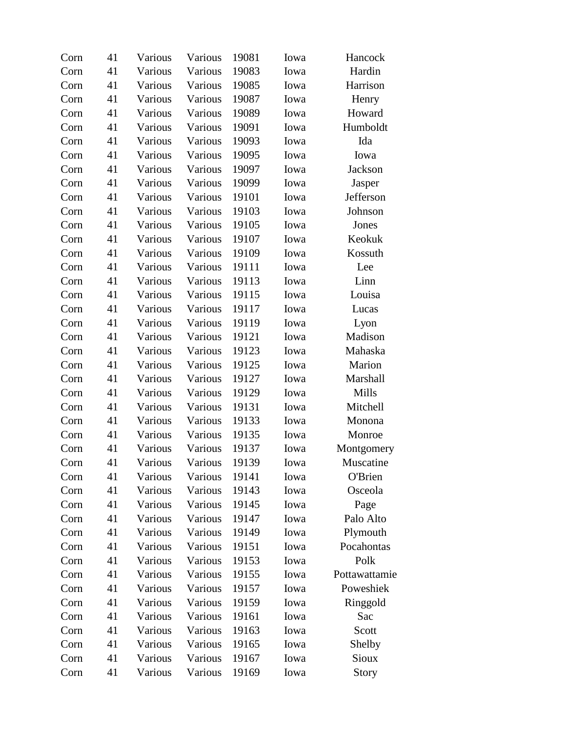| Corn | 41 | Various | Various | 19081 | Iowa | Hancock |
|---|---|---|---|---|---|---|
| Corn | 41 | Various | Various | 19083 | Iowa | Hardin |
| Corn | 41 | Various | Various | 19085 | Iowa | Harrison |
| Corn | 41 | Various | Various | 19087 | Iowa | Henry |
| Corn | 41 | Various | Various | 19089 | Iowa | Howard |
| Corn | 41 | Various | Various | 19091 | Iowa | Humboldt |
| Corn | 41 | Various | Various | 19093 | Iowa | Ida |
| Corn | 41 | Various | Various | 19095 | Iowa | Iowa |
| Corn | 41 | Various | Various | 19097 | Iowa | Jackson |
| Corn | 41 | Various | Various | 19099 | Iowa | Jasper |
| Corn | 41 | Various | Various | 19101 | Iowa | Jefferson |
| Corn | 41 | Various | Various | 19103 | Iowa | Johnson |
| Corn | 41 | Various | Various | 19105 | Iowa | Jones |
| Corn | 41 | Various | Various | 19107 | Iowa | Keokuk |
| Corn | 41 | Various | Various | 19109 | Iowa | Kossuth |
| Corn | 41 | Various | Various | 19111 | Iowa | Lee |
| Corn | 41 | Various | Various | 19113 | Iowa | Linn |
| Corn | 41 | Various | Various | 19115 | Iowa | Louisa |
| Corn | 41 | Various | Various | 19117 | Iowa | Lucas |
| Corn | 41 | Various | Various | 19119 | Iowa | Lyon |
| Corn | 41 | Various | Various | 19121 | Iowa | Madison |
| Corn | 41 | Various | Various | 19123 | Iowa | Mahaska |
| Corn | 41 | Various | Various | 19125 | Iowa | Marion |
| Corn | 41 | Various | Various | 19127 | Iowa | Marshall |
| Corn | 41 | Various | Various | 19129 | Iowa | Mills |
| Corn | 41 | Various | Various | 19131 | Iowa | Mitchell |
| Corn | 41 | Various | Various | 19133 | Iowa | Monona |
| Corn | 41 | Various | Various | 19135 | Iowa | Monroe |
| Corn | 41 | Various | Various | 19137 | Iowa | Montgomery |
| Corn | 41 | Various | Various | 19139 | Iowa | Muscatine |
| Corn | 41 | Various | Various | 19141 | Iowa | O'Brien |
| Corn | 41 | Various | Various | 19143 | Iowa | Osceola |
| Corn | 41 | Various | Various | 19145 | Iowa | Page |
| Corn | 41 | Various | Various | 19147 | Iowa | Palo Alto |
| Corn | 41 | Various | Various | 19149 | Iowa | Plymouth |
| Corn | 41 | Various | Various | 19151 | Iowa | Pocahontas |
| Corn | 41 | Various | Various | 19153 | Iowa | Polk |
| Corn | 41 | Various | Various | 19155 | Iowa | Pottawattamie |
| Corn | 41 | Various | Various | 19157 | Iowa | Poweshiek |
| Corn | 41 | Various | Various | 19159 | Iowa | Ringgold |
| Corn | 41 | Various | Various | 19161 | Iowa | Sac |
| Corn | 41 | Various | Various | 19163 | Iowa | Scott |
| Corn | 41 | Various | Various | 19165 | Iowa | Shelby |
| Corn | 41 | Various | Various | 19167 | Iowa | Sioux |
| Corn | 41 | Various | Various | 19169 | Iowa | Story |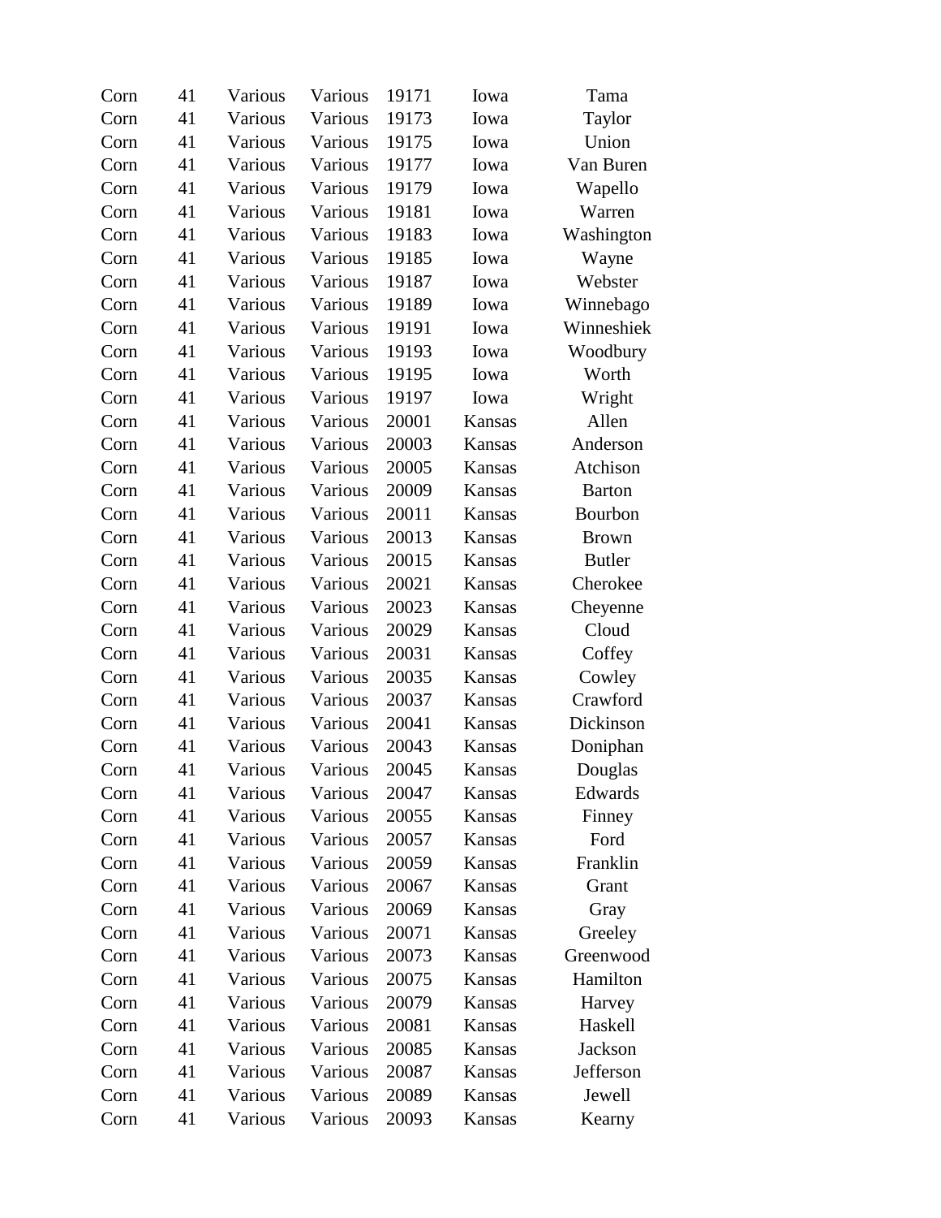| Corn | 41 | Various | Various | 19171 | Iowa | Tama |
|---|---|---|---|---|---|---|
| Corn | 41 | Various | Various | 19173 | Iowa | Taylor |
| Corn | 41 | Various | Various | 19175 | Iowa | Union |
| Corn | 41 | Various | Various | 19177 | Iowa | Van Buren |
| Corn | 41 | Various | Various | 19179 | Iowa | Wapello |
| Corn | 41 | Various | Various | 19181 | Iowa | Warren |
| Corn | 41 | Various | Various | 19183 | Iowa | Washington |
| Corn | 41 | Various | Various | 19185 | Iowa | Wayne |
| Corn | 41 | Various | Various | 19187 | Iowa | Webster |
| Corn | 41 | Various | Various | 19189 | Iowa | Winnebago |
| Corn | 41 | Various | Various | 19191 | Iowa | Winneshiek |
| Corn | 41 | Various | Various | 19193 | Iowa | Woodbury |
| Corn | 41 | Various | Various | 19195 | Iowa | Worth |
| Corn | 41 | Various | Various | 19197 | Iowa | Wright |
| Corn | 41 | Various | Various | 20001 | Kansas | Allen |
| Corn | 41 | Various | Various | 20003 | Kansas | Anderson |
| Corn | 41 | Various | Various | 20005 | Kansas | Atchison |
| Corn | 41 | Various | Various | 20009 | Kansas | Barton |
| Corn | 41 | Various | Various | 20011 | Kansas | Bourbon |
| Corn | 41 | Various | Various | 20013 | Kansas | Brown |
| Corn | 41 | Various | Various | 20015 | Kansas | Butler |
| Corn | 41 | Various | Various | 20021 | Kansas | Cherokee |
| Corn | 41 | Various | Various | 20023 | Kansas | Cheyenne |
| Corn | 41 | Various | Various | 20029 | Kansas | Cloud |
| Corn | 41 | Various | Various | 20031 | Kansas | Coffey |
| Corn | 41 | Various | Various | 20035 | Kansas | Cowley |
| Corn | 41 | Various | Various | 20037 | Kansas | Crawford |
| Corn | 41 | Various | Various | 20041 | Kansas | Dickinson |
| Corn | 41 | Various | Various | 20043 | Kansas | Doniphan |
| Corn | 41 | Various | Various | 20045 | Kansas | Douglas |
| Corn | 41 | Various | Various | 20047 | Kansas | Edwards |
| Corn | 41 | Various | Various | 20055 | Kansas | Finney |
| Corn | 41 | Various | Various | 20057 | Kansas | Ford |
| Corn | 41 | Various | Various | 20059 | Kansas | Franklin |
| Corn | 41 | Various | Various | 20067 | Kansas | Grant |
| Corn | 41 | Various | Various | 20069 | Kansas | Gray |
| Corn | 41 | Various | Various | 20071 | Kansas | Greeley |
| Corn | 41 | Various | Various | 20073 | Kansas | Greenwood |
| Corn | 41 | Various | Various | 20075 | Kansas | Hamilton |
| Corn | 41 | Various | Various | 20079 | Kansas | Harvey |
| Corn | 41 | Various | Various | 20081 | Kansas | Haskell |
| Corn | 41 | Various | Various | 20085 | Kansas | Jackson |
| Corn | 41 | Various | Various | 20087 | Kansas | Jefferson |
| Corn | 41 | Various | Various | 20089 | Kansas | Jewell |
| Corn | 41 | Various | Various | 20093 | Kansas | Kearny |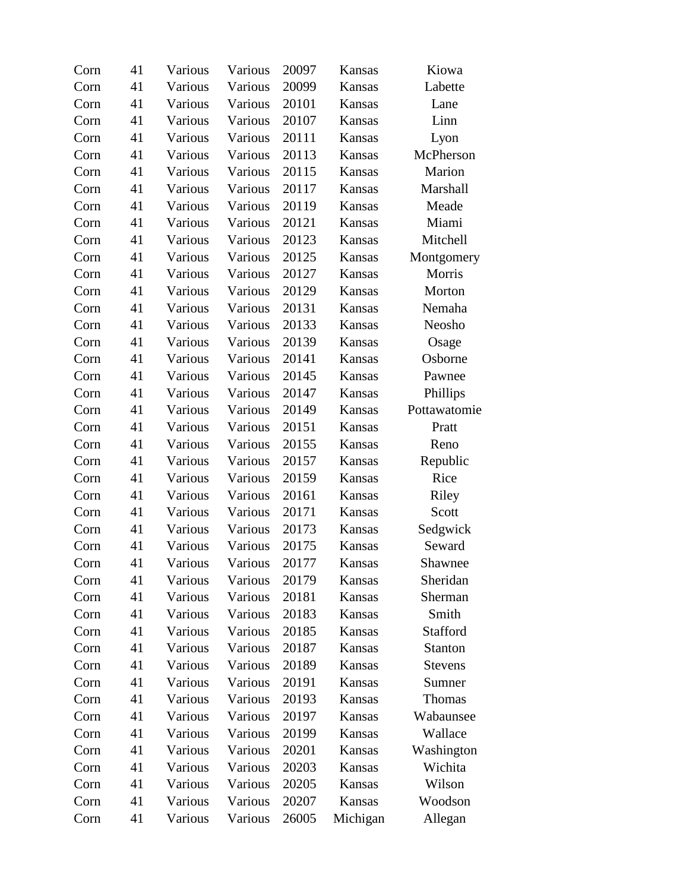| | | | | | | |
|---|---|---|---|---|---|---|
| Corn | 41 | Various | Various | 20097 | Kansas | Kiowa |
| Corn | 41 | Various | Various | 20099 | Kansas | Labette |
| Corn | 41 | Various | Various | 20101 | Kansas | Lane |
| Corn | 41 | Various | Various | 20107 | Kansas | Linn |
| Corn | 41 | Various | Various | 20111 | Kansas | Lyon |
| Corn | 41 | Various | Various | 20113 | Kansas | McPherson |
| Corn | 41 | Various | Various | 20115 | Kansas | Marion |
| Corn | 41 | Various | Various | 20117 | Kansas | Marshall |
| Corn | 41 | Various | Various | 20119 | Kansas | Meade |
| Corn | 41 | Various | Various | 20121 | Kansas | Miami |
| Corn | 41 | Various | Various | 20123 | Kansas | Mitchell |
| Corn | 41 | Various | Various | 20125 | Kansas | Montgomery |
| Corn | 41 | Various | Various | 20127 | Kansas | Morris |
| Corn | 41 | Various | Various | 20129 | Kansas | Morton |
| Corn | 41 | Various | Various | 20131 | Kansas | Nemaha |
| Corn | 41 | Various | Various | 20133 | Kansas | Neosho |
| Corn | 41 | Various | Various | 20139 | Kansas | Osage |
| Corn | 41 | Various | Various | 20141 | Kansas | Osborne |
| Corn | 41 | Various | Various | 20145 | Kansas | Pawnee |
| Corn | 41 | Various | Various | 20147 | Kansas | Phillips |
| Corn | 41 | Various | Various | 20149 | Kansas | Pottawatomie |
| Corn | 41 | Various | Various | 20151 | Kansas | Pratt |
| Corn | 41 | Various | Various | 20155 | Kansas | Reno |
| Corn | 41 | Various | Various | 20157 | Kansas | Republic |
| Corn | 41 | Various | Various | 20159 | Kansas | Rice |
| Corn | 41 | Various | Various | 20161 | Kansas | Riley |
| Corn | 41 | Various | Various | 20171 | Kansas | Scott |
| Corn | 41 | Various | Various | 20173 | Kansas | Sedgwick |
| Corn | 41 | Various | Various | 20175 | Kansas | Seward |
| Corn | 41 | Various | Various | 20177 | Kansas | Shawnee |
| Corn | 41 | Various | Various | 20179 | Kansas | Sheridan |
| Corn | 41 | Various | Various | 20181 | Kansas | Sherman |
| Corn | 41 | Various | Various | 20183 | Kansas | Smith |
| Corn | 41 | Various | Various | 20185 | Kansas | Stafford |
| Corn | 41 | Various | Various | 20187 | Kansas | Stanton |
| Corn | 41 | Various | Various | 20189 | Kansas | Stevens |
| Corn | 41 | Various | Various | 20191 | Kansas | Sumner |
| Corn | 41 | Various | Various | 20193 | Kansas | Thomas |
| Corn | 41 | Various | Various | 20197 | Kansas | Wabaunsee |
| Corn | 41 | Various | Various | 20199 | Kansas | Wallace |
| Corn | 41 | Various | Various | 20201 | Kansas | Washington |
| Corn | 41 | Various | Various | 20203 | Kansas | Wichita |
| Corn | 41 | Various | Various | 20205 | Kansas | Wilson |
| Corn | 41 | Various | Various | 20207 | Kansas | Woodson |
| Corn | 41 | Various | Various | 26005 | Michigan | Allegan |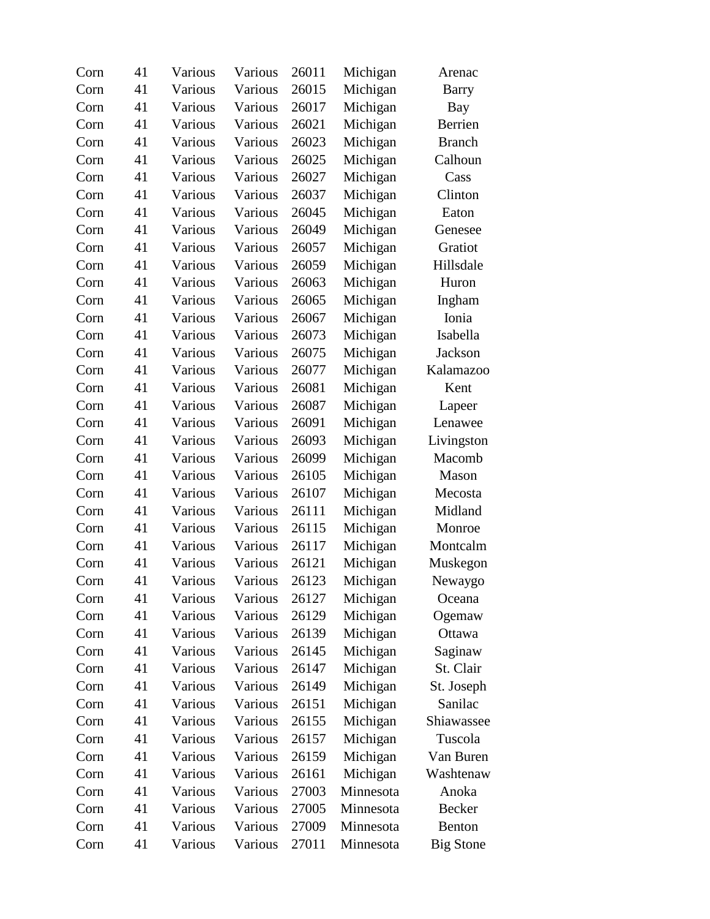| Corn | 41 | Various | Various | 26011 | Michigan | Arenac |
|---|---|---|---|---|---|---|
| Corn | 41 | Various | Various | 26015 | Michigan | Barry |
| Corn | 41 | Various | Various | 26017 | Michigan | Bay |
| Corn | 41 | Various | Various | 26021 | Michigan | Berrien |
| Corn | 41 | Various | Various | 26023 | Michigan | Branch |
| Corn | 41 | Various | Various | 26025 | Michigan | Calhoun |
| Corn | 41 | Various | Various | 26027 | Michigan | Cass |
| Corn | 41 | Various | Various | 26037 | Michigan | Clinton |
| Corn | 41 | Various | Various | 26045 | Michigan | Eaton |
| Corn | 41 | Various | Various | 26049 | Michigan | Genesee |
| Corn | 41 | Various | Various | 26057 | Michigan | Gratiot |
| Corn | 41 | Various | Various | 26059 | Michigan | Hillsdale |
| Corn | 41 | Various | Various | 26063 | Michigan | Huron |
| Corn | 41 | Various | Various | 26065 | Michigan | Ingham |
| Corn | 41 | Various | Various | 26067 | Michigan | Ionia |
| Corn | 41 | Various | Various | 26073 | Michigan | Isabella |
| Corn | 41 | Various | Various | 26075 | Michigan | Jackson |
| Corn | 41 | Various | Various | 26077 | Michigan | Kalamazoo |
| Corn | 41 | Various | Various | 26081 | Michigan | Kent |
| Corn | 41 | Various | Various | 26087 | Michigan | Lapeer |
| Corn | 41 | Various | Various | 26091 | Michigan | Lenawee |
| Corn | 41 | Various | Various | 26093 | Michigan | Livingston |
| Corn | 41 | Various | Various | 26099 | Michigan | Macomb |
| Corn | 41 | Various | Various | 26105 | Michigan | Mason |
| Corn | 41 | Various | Various | 26107 | Michigan | Mecosta |
| Corn | 41 | Various | Various | 26111 | Michigan | Midland |
| Corn | 41 | Various | Various | 26115 | Michigan | Monroe |
| Corn | 41 | Various | Various | 26117 | Michigan | Montcalm |
| Corn | 41 | Various | Various | 26121 | Michigan | Muskegon |
| Corn | 41 | Various | Various | 26123 | Michigan | Newaygo |
| Corn | 41 | Various | Various | 26127 | Michigan | Oceana |
| Corn | 41 | Various | Various | 26129 | Michigan | Ogemaw |
| Corn | 41 | Various | Various | 26139 | Michigan | Ottawa |
| Corn | 41 | Various | Various | 26145 | Michigan | Saginaw |
| Corn | 41 | Various | Various | 26147 | Michigan | St. Clair |
| Corn | 41 | Various | Various | 26149 | Michigan | St. Joseph |
| Corn | 41 | Various | Various | 26151 | Michigan | Sanilac |
| Corn | 41 | Various | Various | 26155 | Michigan | Shiawassee |
| Corn | 41 | Various | Various | 26157 | Michigan | Tuscola |
| Corn | 41 | Various | Various | 26159 | Michigan | Van Buren |
| Corn | 41 | Various | Various | 26161 | Michigan | Washtenaw |
| Corn | 41 | Various | Various | 27003 | Minnesota | Anoka |
| Corn | 41 | Various | Various | 27005 | Minnesota | Becker |
| Corn | 41 | Various | Various | 27009 | Minnesota | Benton |
| Corn | 41 | Various | Various | 27011 | Minnesota | Big Stone |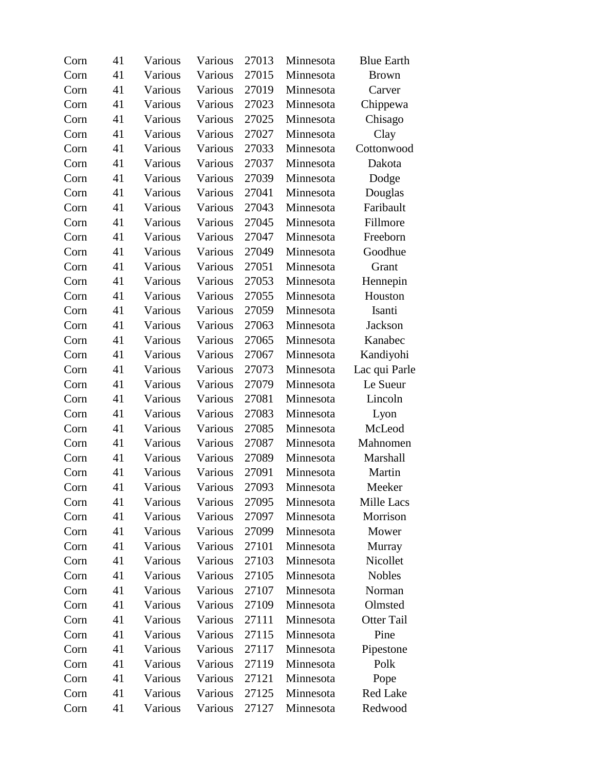| | | | | | | |
|---|---|---|---|---|---|---|
| Corn | 41 | Various | Various | 27013 | Minnesota | Blue Earth |
| Corn | 41 | Various | Various | 27015 | Minnesota | Brown |
| Corn | 41 | Various | Various | 27019 | Minnesota | Carver |
| Corn | 41 | Various | Various | 27023 | Minnesota | Chippewa |
| Corn | 41 | Various | Various | 27025 | Minnesota | Chisago |
| Corn | 41 | Various | Various | 27027 | Minnesota | Clay |
| Corn | 41 | Various | Various | 27033 | Minnesota | Cottonwood |
| Corn | 41 | Various | Various | 27037 | Minnesota | Dakota |
| Corn | 41 | Various | Various | 27039 | Minnesota | Dodge |
| Corn | 41 | Various | Various | 27041 | Minnesota | Douglas |
| Corn | 41 | Various | Various | 27043 | Minnesota | Faribault |
| Corn | 41 | Various | Various | 27045 | Minnesota | Fillmore |
| Corn | 41 | Various | Various | 27047 | Minnesota | Freeborn |
| Corn | 41 | Various | Various | 27049 | Minnesota | Goodhue |
| Corn | 41 | Various | Various | 27051 | Minnesota | Grant |
| Corn | 41 | Various | Various | 27053 | Minnesota | Hennepin |
| Corn | 41 | Various | Various | 27055 | Minnesota | Houston |
| Corn | 41 | Various | Various | 27059 | Minnesota | Isanti |
| Corn | 41 | Various | Various | 27063 | Minnesota | Jackson |
| Corn | 41 | Various | Various | 27065 | Minnesota | Kanabec |
| Corn | 41 | Various | Various | 27067 | Minnesota | Kandiyohi |
| Corn | 41 | Various | Various | 27073 | Minnesota | Lac qui Parle |
| Corn | 41 | Various | Various | 27079 | Minnesota | Le Sueur |
| Corn | 41 | Various | Various | 27081 | Minnesota | Lincoln |
| Corn | 41 | Various | Various | 27083 | Minnesota | Lyon |
| Corn | 41 | Various | Various | 27085 | Minnesota | McLeod |
| Corn | 41 | Various | Various | 27087 | Minnesota | Mahnomen |
| Corn | 41 | Various | Various | 27089 | Minnesota | Marshall |
| Corn | 41 | Various | Various | 27091 | Minnesota | Martin |
| Corn | 41 | Various | Various | 27093 | Minnesota | Meeker |
| Corn | 41 | Various | Various | 27095 | Minnesota | Mille Lacs |
| Corn | 41 | Various | Various | 27097 | Minnesota | Morrison |
| Corn | 41 | Various | Various | 27099 | Minnesota | Mower |
| Corn | 41 | Various | Various | 27101 | Minnesota | Murray |
| Corn | 41 | Various | Various | 27103 | Minnesota | Nicollet |
| Corn | 41 | Various | Various | 27105 | Minnesota | Nobles |
| Corn | 41 | Various | Various | 27107 | Minnesota | Norman |
| Corn | 41 | Various | Various | 27109 | Minnesota | Olmsted |
| Corn | 41 | Various | Various | 27111 | Minnesota | Otter Tail |
| Corn | 41 | Various | Various | 27115 | Minnesota | Pine |
| Corn | 41 | Various | Various | 27117 | Minnesota | Pipestone |
| Corn | 41 | Various | Various | 27119 | Minnesota | Polk |
| Corn | 41 | Various | Various | 27121 | Minnesota | Pope |
| Corn | 41 | Various | Various | 27125 | Minnesota | Red Lake |
| Corn | 41 | Various | Various | 27127 | Minnesota | Redwood |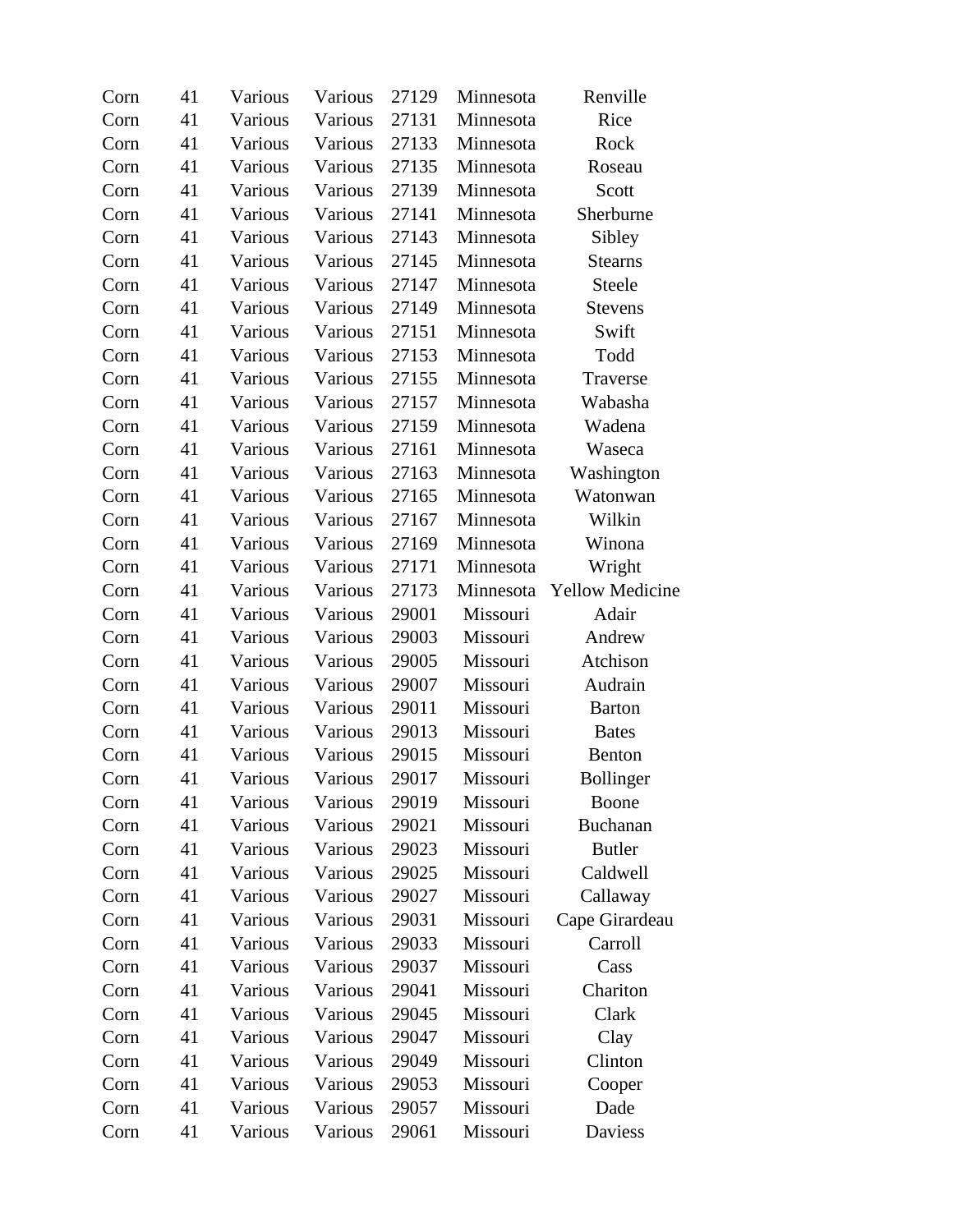| | | | | | | |
|---|---|---|---|---|---|---|
| Corn | 41 | Various | Various | 27129 | Minnesota | Renville |
| Corn | 41 | Various | Various | 27131 | Minnesota | Rice |
| Corn | 41 | Various | Various | 27133 | Minnesota | Rock |
| Corn | 41 | Various | Various | 27135 | Minnesota | Roseau |
| Corn | 41 | Various | Various | 27139 | Minnesota | Scott |
| Corn | 41 | Various | Various | 27141 | Minnesota | Sherburne |
| Corn | 41 | Various | Various | 27143 | Minnesota | Sibley |
| Corn | 41 | Various | Various | 27145 | Minnesota | Stearns |
| Corn | 41 | Various | Various | 27147 | Minnesota | Steele |
| Corn | 41 | Various | Various | 27149 | Minnesota | Stevens |
| Corn | 41 | Various | Various | 27151 | Minnesota | Swift |
| Corn | 41 | Various | Various | 27153 | Minnesota | Todd |
| Corn | 41 | Various | Various | 27155 | Minnesota | Traverse |
| Corn | 41 | Various | Various | 27157 | Minnesota | Wabasha |
| Corn | 41 | Various | Various | 27159 | Minnesota | Wadena |
| Corn | 41 | Various | Various | 27161 | Minnesota | Waseca |
| Corn | 41 | Various | Various | 27163 | Minnesota | Washington |
| Corn | 41 | Various | Various | 27165 | Minnesota | Watonwan |
| Corn | 41 | Various | Various | 27167 | Minnesota | Wilkin |
| Corn | 41 | Various | Various | 27169 | Minnesota | Winona |
| Corn | 41 | Various | Various | 27171 | Minnesota | Wright |
| Corn | 41 | Various | Various | 27173 | Minnesota | Yellow Medicine |
| Corn | 41 | Various | Various | 29001 | Missouri | Adair |
| Corn | 41 | Various | Various | 29003 | Missouri | Andrew |
| Corn | 41 | Various | Various | 29005 | Missouri | Atchison |
| Corn | 41 | Various | Various | 29007 | Missouri | Audrain |
| Corn | 41 | Various | Various | 29011 | Missouri | Barton |
| Corn | 41 | Various | Various | 29013 | Missouri | Bates |
| Corn | 41 | Various | Various | 29015 | Missouri | Benton |
| Corn | 41 | Various | Various | 29017 | Missouri | Bollinger |
| Corn | 41 | Various | Various | 29019 | Missouri | Boone |
| Corn | 41 | Various | Various | 29021 | Missouri | Buchanan |
| Corn | 41 | Various | Various | 29023 | Missouri | Butler |
| Corn | 41 | Various | Various | 29025 | Missouri | Caldwell |
| Corn | 41 | Various | Various | 29027 | Missouri | Callaway |
| Corn | 41 | Various | Various | 29031 | Missouri | Cape Girardeau |
| Corn | 41 | Various | Various | 29033 | Missouri | Carroll |
| Corn | 41 | Various | Various | 29037 | Missouri | Cass |
| Corn | 41 | Various | Various | 29041 | Missouri | Chariton |
| Corn | 41 | Various | Various | 29045 | Missouri | Clark |
| Corn | 41 | Various | Various | 29047 | Missouri | Clay |
| Corn | 41 | Various | Various | 29049 | Missouri | Clinton |
| Corn | 41 | Various | Various | 29053 | Missouri | Cooper |
| Corn | 41 | Various | Various | 29057 | Missouri | Dade |
| Corn | 41 | Various | Various | 29061 | Missouri | Daviess |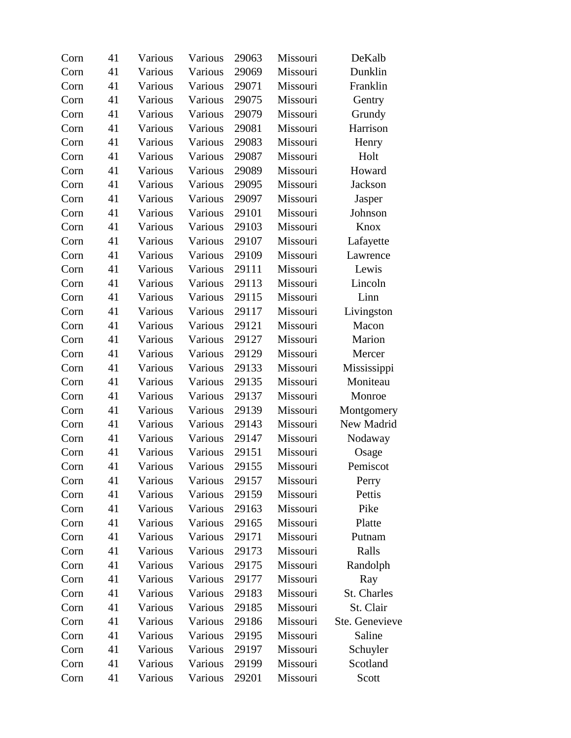| Corn | 41 | Various | Various | 29063 | Missouri | DeKalb |
|---|---|---|---|---|---|---|
| Corn | 41 | Various | Various | 29069 | Missouri | Dunklin |
| Corn | 41 | Various | Various | 29071 | Missouri | Franklin |
| Corn | 41 | Various | Various | 29075 | Missouri | Gentry |
| Corn | 41 | Various | Various | 29079 | Missouri | Grundy |
| Corn | 41 | Various | Various | 29081 | Missouri | Harrison |
| Corn | 41 | Various | Various | 29083 | Missouri | Henry |
| Corn | 41 | Various | Various | 29087 | Missouri | Holt |
| Corn | 41 | Various | Various | 29089 | Missouri | Howard |
| Corn | 41 | Various | Various | 29095 | Missouri | Jackson |
| Corn | 41 | Various | Various | 29097 | Missouri | Jasper |
| Corn | 41 | Various | Various | 29101 | Missouri | Johnson |
| Corn | 41 | Various | Various | 29103 | Missouri | Knox |
| Corn | 41 | Various | Various | 29107 | Missouri | Lafayette |
| Corn | 41 | Various | Various | 29109 | Missouri | Lawrence |
| Corn | 41 | Various | Various | 29111 | Missouri | Lewis |
| Corn | 41 | Various | Various | 29113 | Missouri | Lincoln |
| Corn | 41 | Various | Various | 29115 | Missouri | Linn |
| Corn | 41 | Various | Various | 29117 | Missouri | Livingston |
| Corn | 41 | Various | Various | 29121 | Missouri | Macon |
| Corn | 41 | Various | Various | 29127 | Missouri | Marion |
| Corn | 41 | Various | Various | 29129 | Missouri | Mercer |
| Corn | 41 | Various | Various | 29133 | Missouri | Mississippi |
| Corn | 41 | Various | Various | 29135 | Missouri | Moniteau |
| Corn | 41 | Various | Various | 29137 | Missouri | Monroe |
| Corn | 41 | Various | Various | 29139 | Missouri | Montgomery |
| Corn | 41 | Various | Various | 29143 | Missouri | New Madrid |
| Corn | 41 | Various | Various | 29147 | Missouri | Nodaway |
| Corn | 41 | Various | Various | 29151 | Missouri | Osage |
| Corn | 41 | Various | Various | 29155 | Missouri | Pemiscot |
| Corn | 41 | Various | Various | 29157 | Missouri | Perry |
| Corn | 41 | Various | Various | 29159 | Missouri | Pettis |
| Corn | 41 | Various | Various | 29163 | Missouri | Pike |
| Corn | 41 | Various | Various | 29165 | Missouri | Platte |
| Corn | 41 | Various | Various | 29171 | Missouri | Putnam |
| Corn | 41 | Various | Various | 29173 | Missouri | Ralls |
| Corn | 41 | Various | Various | 29175 | Missouri | Randolph |
| Corn | 41 | Various | Various | 29177 | Missouri | Ray |
| Corn | 41 | Various | Various | 29183 | Missouri | St. Charles |
| Corn | 41 | Various | Various | 29185 | Missouri | St. Clair |
| Corn | 41 | Various | Various | 29186 | Missouri | Ste. Genevieve |
| Corn | 41 | Various | Various | 29195 | Missouri | Saline |
| Corn | 41 | Various | Various | 29197 | Missouri | Schuyler |
| Corn | 41 | Various | Various | 29199 | Missouri | Scotland |
| Corn | 41 | Various | Various | 29201 | Missouri | Scott |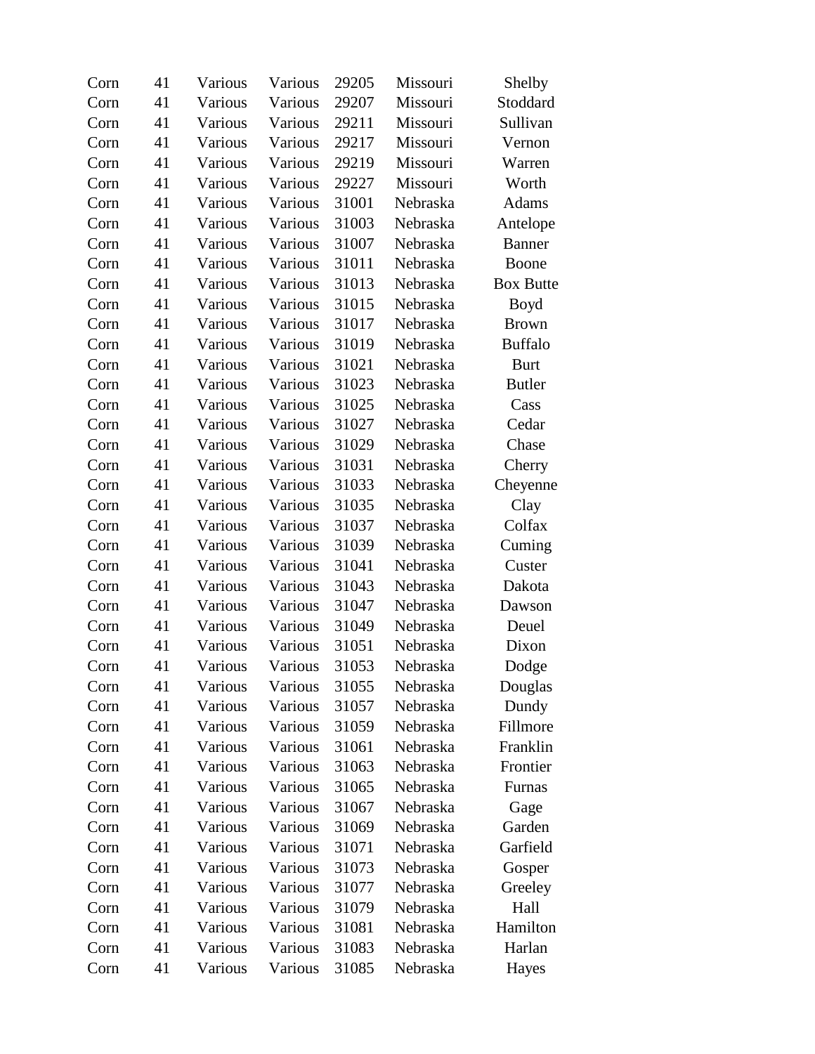| | | | | | | |
|---|---|---|---|---|---|---|
| Corn | 41 | Various | Various | 29205 | Missouri | Shelby |
| Corn | 41 | Various | Various | 29207 | Missouri | Stoddard |
| Corn | 41 | Various | Various | 29211 | Missouri | Sullivan |
| Corn | 41 | Various | Various | 29217 | Missouri | Vernon |
| Corn | 41 | Various | Various | 29219 | Missouri | Warren |
| Corn | 41 | Various | Various | 29227 | Missouri | Worth |
| Corn | 41 | Various | Various | 31001 | Nebraska | Adams |
| Corn | 41 | Various | Various | 31003 | Nebraska | Antelope |
| Corn | 41 | Various | Various | 31007 | Nebraska | Banner |
| Corn | 41 | Various | Various | 31011 | Nebraska | Boone |
| Corn | 41 | Various | Various | 31013 | Nebraska | Box Butte |
| Corn | 41 | Various | Various | 31015 | Nebraska | Boyd |
| Corn | 41 | Various | Various | 31017 | Nebraska | Brown |
| Corn | 41 | Various | Various | 31019 | Nebraska | Buffalo |
| Corn | 41 | Various | Various | 31021 | Nebraska | Burt |
| Corn | 41 | Various | Various | 31023 | Nebraska | Butler |
| Corn | 41 | Various | Various | 31025 | Nebraska | Cass |
| Corn | 41 | Various | Various | 31027 | Nebraska | Cedar |
| Corn | 41 | Various | Various | 31029 | Nebraska | Chase |
| Corn | 41 | Various | Various | 31031 | Nebraska | Cherry |
| Corn | 41 | Various | Various | 31033 | Nebraska | Cheyenne |
| Corn | 41 | Various | Various | 31035 | Nebraska | Clay |
| Corn | 41 | Various | Various | 31037 | Nebraska | Colfax |
| Corn | 41 | Various | Various | 31039 | Nebraska | Cuming |
| Corn | 41 | Various | Various | 31041 | Nebraska | Custer |
| Corn | 41 | Various | Various | 31043 | Nebraska | Dakota |
| Corn | 41 | Various | Various | 31047 | Nebraska | Dawson |
| Corn | 41 | Various | Various | 31049 | Nebraska | Deuel |
| Corn | 41 | Various | Various | 31051 | Nebraska | Dixon |
| Corn | 41 | Various | Various | 31053 | Nebraska | Dodge |
| Corn | 41 | Various | Various | 31055 | Nebraska | Douglas |
| Corn | 41 | Various | Various | 31057 | Nebraska | Dundy |
| Corn | 41 | Various | Various | 31059 | Nebraska | Fillmore |
| Corn | 41 | Various | Various | 31061 | Nebraska | Franklin |
| Corn | 41 | Various | Various | 31063 | Nebraska | Frontier |
| Corn | 41 | Various | Various | 31065 | Nebraska | Furnas |
| Corn | 41 | Various | Various | 31067 | Nebraska | Gage |
| Corn | 41 | Various | Various | 31069 | Nebraska | Garden |
| Corn | 41 | Various | Various | 31071 | Nebraska | Garfield |
| Corn | 41 | Various | Various | 31073 | Nebraska | Gosper |
| Corn | 41 | Various | Various | 31077 | Nebraska | Greeley |
| Corn | 41 | Various | Various | 31079 | Nebraska | Hall |
| Corn | 41 | Various | Various | 31081 | Nebraska | Hamilton |
| Corn | 41 | Various | Various | 31083 | Nebraska | Harlan |
| Corn | 41 | Various | Various | 31085 | Nebraska | Hayes |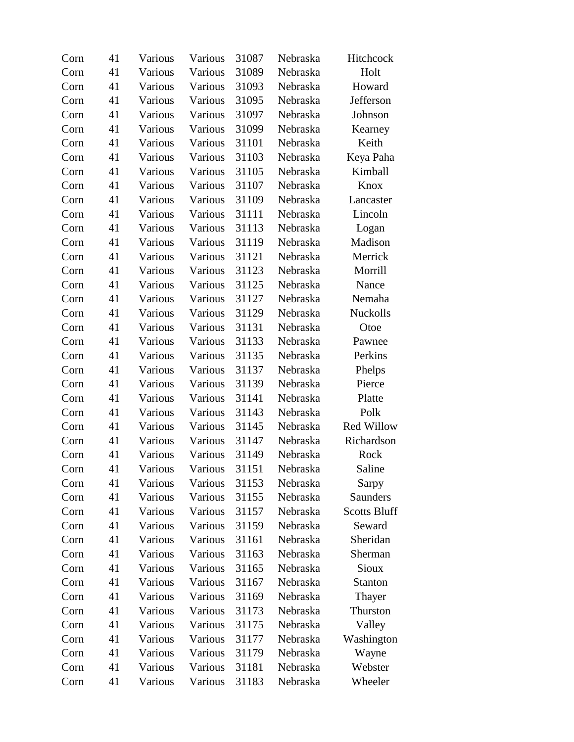| | | | | | | |
|---|---|---|---|---|---|---|
| Corn | 41 | Various | Various | 31087 | Nebraska | Hitchcock |
| Corn | 41 | Various | Various | 31089 | Nebraska | Holt |
| Corn | 41 | Various | Various | 31093 | Nebraska | Howard |
| Corn | 41 | Various | Various | 31095 | Nebraska | Jefferson |
| Corn | 41 | Various | Various | 31097 | Nebraska | Johnson |
| Corn | 41 | Various | Various | 31099 | Nebraska | Kearney |
| Corn | 41 | Various | Various | 31101 | Nebraska | Keith |
| Corn | 41 | Various | Various | 31103 | Nebraska | Keya Paha |
| Corn | 41 | Various | Various | 31105 | Nebraska | Kimball |
| Corn | 41 | Various | Various | 31107 | Nebraska | Knox |
| Corn | 41 | Various | Various | 31109 | Nebraska | Lancaster |
| Corn | 41 | Various | Various | 31111 | Nebraska | Lincoln |
| Corn | 41 | Various | Various | 31113 | Nebraska | Logan |
| Corn | 41 | Various | Various | 31119 | Nebraska | Madison |
| Corn | 41 | Various | Various | 31121 | Nebraska | Merrick |
| Corn | 41 | Various | Various | 31123 | Nebraska | Morrill |
| Corn | 41 | Various | Various | 31125 | Nebraska | Nance |
| Corn | 41 | Various | Various | 31127 | Nebraska | Nemaha |
| Corn | 41 | Various | Various | 31129 | Nebraska | Nuckolls |
| Corn | 41 | Various | Various | 31131 | Nebraska | Otoe |
| Corn | 41 | Various | Various | 31133 | Nebraska | Pawnee |
| Corn | 41 | Various | Various | 31135 | Nebraska | Perkins |
| Corn | 41 | Various | Various | 31137 | Nebraska | Phelps |
| Corn | 41 | Various | Various | 31139 | Nebraska | Pierce |
| Corn | 41 | Various | Various | 31141 | Nebraska | Platte |
| Corn | 41 | Various | Various | 31143 | Nebraska | Polk |
| Corn | 41 | Various | Various | 31145 | Nebraska | Red Willow |
| Corn | 41 | Various | Various | 31147 | Nebraska | Richardson |
| Corn | 41 | Various | Various | 31149 | Nebraska | Rock |
| Corn | 41 | Various | Various | 31151 | Nebraska | Saline |
| Corn | 41 | Various | Various | 31153 | Nebraska | Sarpy |
| Corn | 41 | Various | Various | 31155 | Nebraska | Saunders |
| Corn | 41 | Various | Various | 31157 | Nebraska | Scotts Bluff |
| Corn | 41 | Various | Various | 31159 | Nebraska | Seward |
| Corn | 41 | Various | Various | 31161 | Nebraska | Sheridan |
| Corn | 41 | Various | Various | 31163 | Nebraska | Sherman |
| Corn | 41 | Various | Various | 31165 | Nebraska | Sioux |
| Corn | 41 | Various | Various | 31167 | Nebraska | Stanton |
| Corn | 41 | Various | Various | 31169 | Nebraska | Thayer |
| Corn | 41 | Various | Various | 31173 | Nebraska | Thurston |
| Corn | 41 | Various | Various | 31175 | Nebraska | Valley |
| Corn | 41 | Various | Various | 31177 | Nebraska | Washington |
| Corn | 41 | Various | Various | 31179 | Nebraska | Wayne |
| Corn | 41 | Various | Various | 31181 | Nebraska | Webster |
| Corn | 41 | Various | Various | 31183 | Nebraska | Wheeler |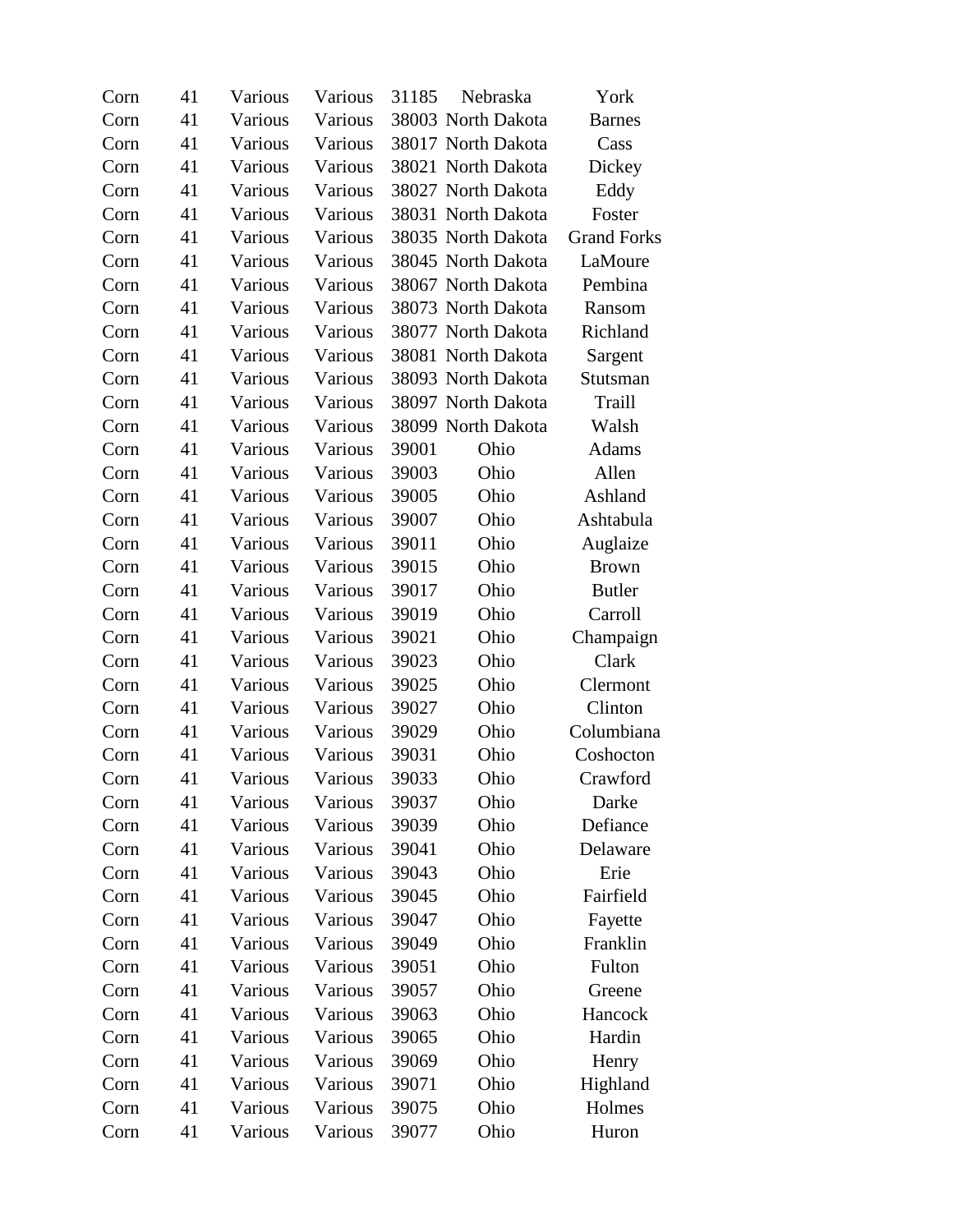| | | | | | | |
|---|---|---|---|---|---|---|
| Corn | 41 | Various | Various | 31185 | Nebraska | York |
| Corn | 41 | Various | Various | 38003 | North Dakota | Barnes |
| Corn | 41 | Various | Various | 38017 | North Dakota | Cass |
| Corn | 41 | Various | Various | 38021 | North Dakota | Dickey |
| Corn | 41 | Various | Various | 38027 | North Dakota | Eddy |
| Corn | 41 | Various | Various | 38031 | North Dakota | Foster |
| Corn | 41 | Various | Various | 38035 | North Dakota | Grand Forks |
| Corn | 41 | Various | Various | 38045 | North Dakota | LaMoure |
| Corn | 41 | Various | Various | 38067 | North Dakota | Pembina |
| Corn | 41 | Various | Various | 38073 | North Dakota | Ransom |
| Corn | 41 | Various | Various | 38077 | North Dakota | Richland |
| Corn | 41 | Various | Various | 38081 | North Dakota | Sargent |
| Corn | 41 | Various | Various | 38093 | North Dakota | Stutsman |
| Corn | 41 | Various | Various | 38097 | North Dakota | Traill |
| Corn | 41 | Various | Various | 38099 | North Dakota | Walsh |
| Corn | 41 | Various | Various | 39001 | Ohio | Adams |
| Corn | 41 | Various | Various | 39003 | Ohio | Allen |
| Corn | 41 | Various | Various | 39005 | Ohio | Ashland |
| Corn | 41 | Various | Various | 39007 | Ohio | Ashtabula |
| Corn | 41 | Various | Various | 39011 | Ohio | Auglaize |
| Corn | 41 | Various | Various | 39015 | Ohio | Brown |
| Corn | 41 | Various | Various | 39017 | Ohio | Butler |
| Corn | 41 | Various | Various | 39019 | Ohio | Carroll |
| Corn | 41 | Various | Various | 39021 | Ohio | Champaign |
| Corn | 41 | Various | Various | 39023 | Ohio | Clark |
| Corn | 41 | Various | Various | 39025 | Ohio | Clermont |
| Corn | 41 | Various | Various | 39027 | Ohio | Clinton |
| Corn | 41 | Various | Various | 39029 | Ohio | Columbiana |
| Corn | 41 | Various | Various | 39031 | Ohio | Coshocton |
| Corn | 41 | Various | Various | 39033 | Ohio | Crawford |
| Corn | 41 | Various | Various | 39037 | Ohio | Darke |
| Corn | 41 | Various | Various | 39039 | Ohio | Defiance |
| Corn | 41 | Various | Various | 39041 | Ohio | Delaware |
| Corn | 41 | Various | Various | 39043 | Ohio | Erie |
| Corn | 41 | Various | Various | 39045 | Ohio | Fairfield |
| Corn | 41 | Various | Various | 39047 | Ohio | Fayette |
| Corn | 41 | Various | Various | 39049 | Ohio | Franklin |
| Corn | 41 | Various | Various | 39051 | Ohio | Fulton |
| Corn | 41 | Various | Various | 39057 | Ohio | Greene |
| Corn | 41 | Various | Various | 39063 | Ohio | Hancock |
| Corn | 41 | Various | Various | 39065 | Ohio | Hardin |
| Corn | 41 | Various | Various | 39069 | Ohio | Henry |
| Corn | 41 | Various | Various | 39071 | Ohio | Highland |
| Corn | 41 | Various | Various | 39075 | Ohio | Holmes |
| Corn | 41 | Various | Various | 39077 | Ohio | Huron |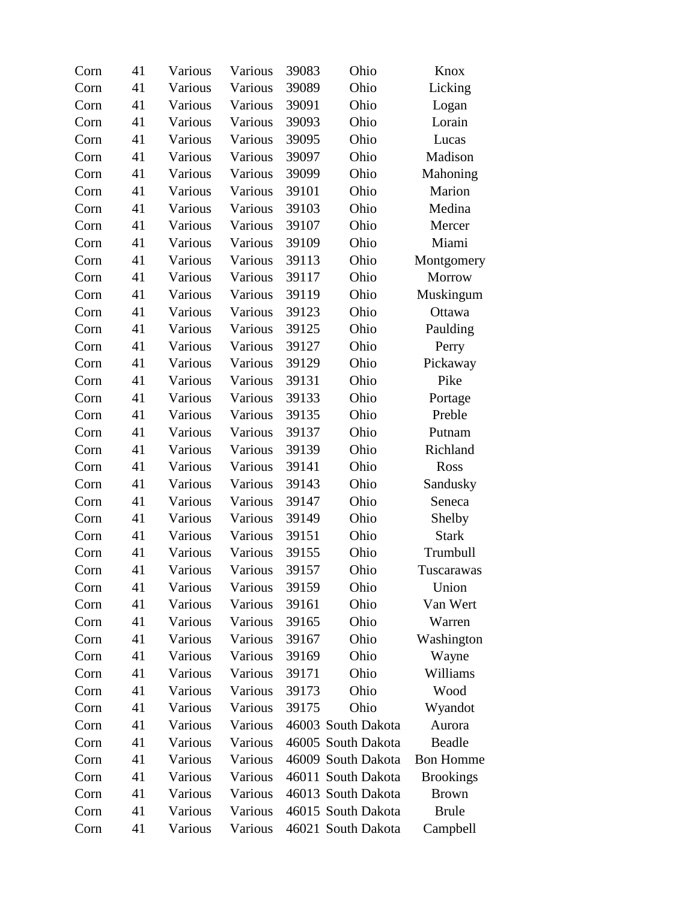| | | | | | | |
|---|---|---|---|---|---|---|
| Corn | 41 | Various | Various | 39083 | Ohio | Knox |
| Corn | 41 | Various | Various | 39089 | Ohio | Licking |
| Corn | 41 | Various | Various | 39091 | Ohio | Logan |
| Corn | 41 | Various | Various | 39093 | Ohio | Lorain |
| Corn | 41 | Various | Various | 39095 | Ohio | Lucas |
| Corn | 41 | Various | Various | 39097 | Ohio | Madison |
| Corn | 41 | Various | Various | 39099 | Ohio | Mahoning |
| Corn | 41 | Various | Various | 39101 | Ohio | Marion |
| Corn | 41 | Various | Various | 39103 | Ohio | Medina |
| Corn | 41 | Various | Various | 39107 | Ohio | Mercer |
| Corn | 41 | Various | Various | 39109 | Ohio | Miami |
| Corn | 41 | Various | Various | 39113 | Ohio | Montgomery |
| Corn | 41 | Various | Various | 39117 | Ohio | Morrow |
| Corn | 41 | Various | Various | 39119 | Ohio | Muskingum |
| Corn | 41 | Various | Various | 39123 | Ohio | Ottawa |
| Corn | 41 | Various | Various | 39125 | Ohio | Paulding |
| Corn | 41 | Various | Various | 39127 | Ohio | Perry |
| Corn | 41 | Various | Various | 39129 | Ohio | Pickaway |
| Corn | 41 | Various | Various | 39131 | Ohio | Pike |
| Corn | 41 | Various | Various | 39133 | Ohio | Portage |
| Corn | 41 | Various | Various | 39135 | Ohio | Preble |
| Corn | 41 | Various | Various | 39137 | Ohio | Putnam |
| Corn | 41 | Various | Various | 39139 | Ohio | Richland |
| Corn | 41 | Various | Various | 39141 | Ohio | Ross |
| Corn | 41 | Various | Various | 39143 | Ohio | Sandusky |
| Corn | 41 | Various | Various | 39147 | Ohio | Seneca |
| Corn | 41 | Various | Various | 39149 | Ohio | Shelby |
| Corn | 41 | Various | Various | 39151 | Ohio | Stark |
| Corn | 41 | Various | Various | 39155 | Ohio | Trumbull |
| Corn | 41 | Various | Various | 39157 | Ohio | Tuscarawas |
| Corn | 41 | Various | Various | 39159 | Ohio | Union |
| Corn | 41 | Various | Various | 39161 | Ohio | Van Wert |
| Corn | 41 | Various | Various | 39165 | Ohio | Warren |
| Corn | 41 | Various | Various | 39167 | Ohio | Washington |
| Corn | 41 | Various | Various | 39169 | Ohio | Wayne |
| Corn | 41 | Various | Various | 39171 | Ohio | Williams |
| Corn | 41 | Various | Various | 39173 | Ohio | Wood |
| Corn | 41 | Various | Various | 39175 | Ohio | Wyandot |
| Corn | 41 | Various | Various | 46003 | South Dakota | Aurora |
| Corn | 41 | Various | Various | 46005 | South Dakota | Beadle |
| Corn | 41 | Various | Various | 46009 | South Dakota | Bon Homme |
| Corn | 41 | Various | Various | 46011 | South Dakota | Brookings |
| Corn | 41 | Various | Various | 46013 | South Dakota | Brown |
| Corn | 41 | Various | Various | 46015 | South Dakota | Brule |
| Corn | 41 | Various | Various | 46021 | South Dakota | Campbell |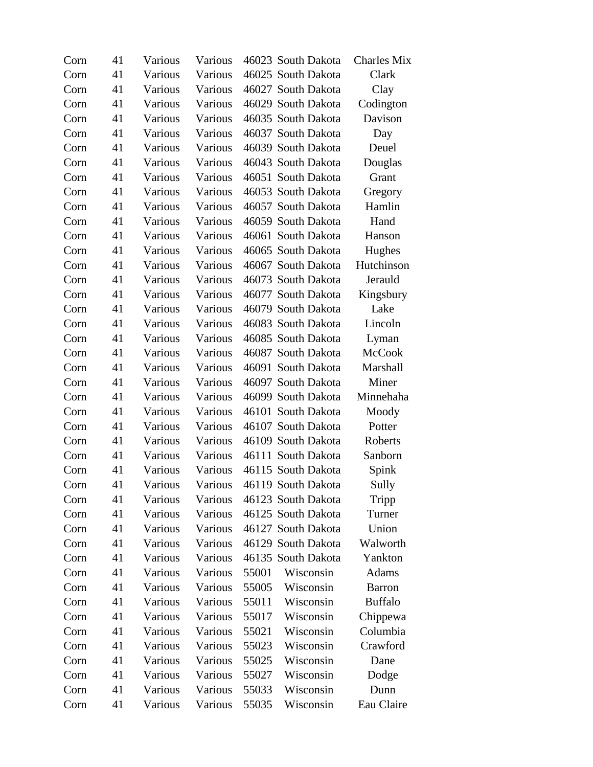| | | | | | | |
|---|---|---|---|---|---|---|
| Corn | 41 | Various | Various | 46023 | South Dakota | Charles Mix |
| Corn | 41 | Various | Various | 46025 | South Dakota | Clark |
| Corn | 41 | Various | Various | 46027 | South Dakota | Clay |
| Corn | 41 | Various | Various | 46029 | South Dakota | Codington |
| Corn | 41 | Various | Various | 46035 | South Dakota | Davison |
| Corn | 41 | Various | Various | 46037 | South Dakota | Day |
| Corn | 41 | Various | Various | 46039 | South Dakota | Deuel |
| Corn | 41 | Various | Various | 46043 | South Dakota | Douglas |
| Corn | 41 | Various | Various | 46051 | South Dakota | Grant |
| Corn | 41 | Various | Various | 46053 | South Dakota | Gregory |
| Corn | 41 | Various | Various | 46057 | South Dakota | Hamlin |
| Corn | 41 | Various | Various | 46059 | South Dakota | Hand |
| Corn | 41 | Various | Various | 46061 | South Dakota | Hanson |
| Corn | 41 | Various | Various | 46065 | South Dakota | Hughes |
| Corn | 41 | Various | Various | 46067 | South Dakota | Hutchinson |
| Corn | 41 | Various | Various | 46073 | South Dakota | Jerauld |
| Corn | 41 | Various | Various | 46077 | South Dakota | Kingsbury |
| Corn | 41 | Various | Various | 46079 | South Dakota | Lake |
| Corn | 41 | Various | Various | 46083 | South Dakota | Lincoln |
| Corn | 41 | Various | Various | 46085 | South Dakota | Lyman |
| Corn | 41 | Various | Various | 46087 | South Dakota | McCook |
| Corn | 41 | Various | Various | 46091 | South Dakota | Marshall |
| Corn | 41 | Various | Various | 46097 | South Dakota | Miner |
| Corn | 41 | Various | Various | 46099 | South Dakota | Minnehaha |
| Corn | 41 | Various | Various | 46101 | South Dakota | Moody |
| Corn | 41 | Various | Various | 46107 | South Dakota | Potter |
| Corn | 41 | Various | Various | 46109 | South Dakota | Roberts |
| Corn | 41 | Various | Various | 46111 | South Dakota | Sanborn |
| Corn | 41 | Various | Various | 46115 | South Dakota | Spink |
| Corn | 41 | Various | Various | 46119 | South Dakota | Sully |
| Corn | 41 | Various | Various | 46123 | South Dakota | Tripp |
| Corn | 41 | Various | Various | 46125 | South Dakota | Turner |
| Corn | 41 | Various | Various | 46127 | South Dakota | Union |
| Corn | 41 | Various | Various | 46129 | South Dakota | Walworth |
| Corn | 41 | Various | Various | 46135 | South Dakota | Yankton |
| Corn | 41 | Various | Various | 55001 | Wisconsin | Adams |
| Corn | 41 | Various | Various | 55005 | Wisconsin | Barron |
| Corn | 41 | Various | Various | 55011 | Wisconsin | Buffalo |
| Corn | 41 | Various | Various | 55017 | Wisconsin | Chippewa |
| Corn | 41 | Various | Various | 55021 | Wisconsin | Columbia |
| Corn | 41 | Various | Various | 55023 | Wisconsin | Crawford |
| Corn | 41 | Various | Various | 55025 | Wisconsin | Dane |
| Corn | 41 | Various | Various | 55027 | Wisconsin | Dodge |
| Corn | 41 | Various | Various | 55033 | Wisconsin | Dunn |
| Corn | 41 | Various | Various | 55035 | Wisconsin | Eau Claire |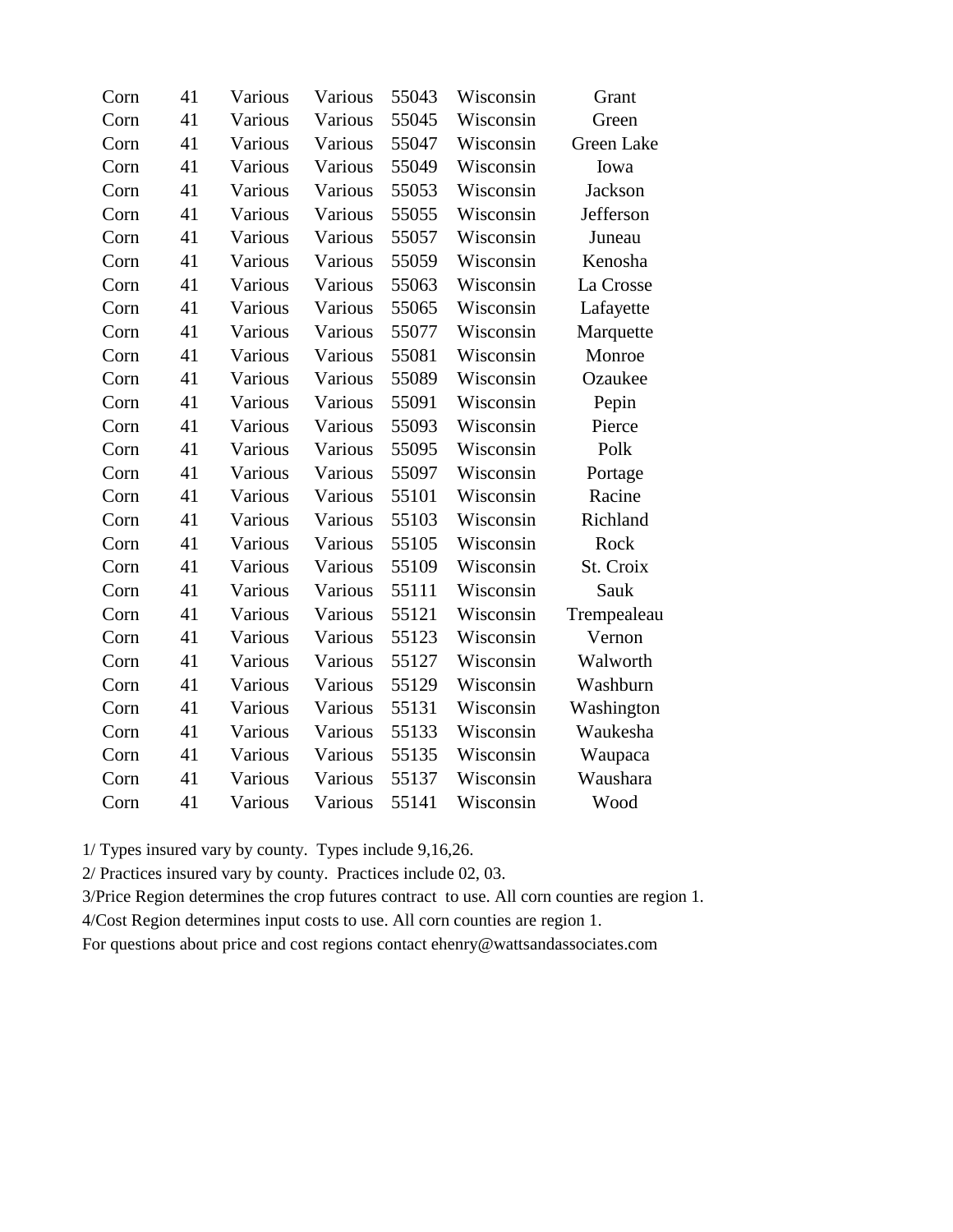| | | | | | | |
|---|---|---|---|---|---|---|
| Corn | 41 | Various | Various | 55043 | Wisconsin | Grant |
| Corn | 41 | Various | Various | 55045 | Wisconsin | Green |
| Corn | 41 | Various | Various | 55047 | Wisconsin | Green Lake |
| Corn | 41 | Various | Various | 55049 | Wisconsin | Iowa |
| Corn | 41 | Various | Various | 55053 | Wisconsin | Jackson |
| Corn | 41 | Various | Various | 55055 | Wisconsin | Jefferson |
| Corn | 41 | Various | Various | 55057 | Wisconsin | Juneau |
| Corn | 41 | Various | Various | 55059 | Wisconsin | Kenosha |
| Corn | 41 | Various | Various | 55063 | Wisconsin | La Crosse |
| Corn | 41 | Various | Various | 55065 | Wisconsin | Lafayette |
| Corn | 41 | Various | Various | 55077 | Wisconsin | Marquette |
| Corn | 41 | Various | Various | 55081 | Wisconsin | Monroe |
| Corn | 41 | Various | Various | 55089 | Wisconsin | Ozaukee |
| Corn | 41 | Various | Various | 55091 | Wisconsin | Pepin |
| Corn | 41 | Various | Various | 55093 | Wisconsin | Pierce |
| Corn | 41 | Various | Various | 55095 | Wisconsin | Polk |
| Corn | 41 | Various | Various | 55097 | Wisconsin | Portage |
| Corn | 41 | Various | Various | 55101 | Wisconsin | Racine |
| Corn | 41 | Various | Various | 55103 | Wisconsin | Richland |
| Corn | 41 | Various | Various | 55105 | Wisconsin | Rock |
| Corn | 41 | Various | Various | 55109 | Wisconsin | St. Croix |
| Corn | 41 | Various | Various | 55111 | Wisconsin | Sauk |
| Corn | 41 | Various | Various | 55121 | Wisconsin | Trempealeau |
| Corn | 41 | Various | Various | 55123 | Wisconsin | Vernon |
| Corn | 41 | Various | Various | 55127 | Wisconsin | Walworth |
| Corn | 41 | Various | Various | 55129 | Wisconsin | Washburn |
| Corn | 41 | Various | Various | 55131 | Wisconsin | Washington |
| Corn | 41 | Various | Various | 55133 | Wisconsin | Waukesha |
| Corn | 41 | Various | Various | 55135 | Wisconsin | Waupaca |
| Corn | 41 | Various | Various | 55137 | Wisconsin | Waushara |
| Corn | 41 | Various | Various | 55141 | Wisconsin | Wood |

1/ Types insured vary by county. Types include 9,16,26.

2/ Practices insured vary by county. Practices include 02, 03.

3/Price Region determines the crop futures contract to use. All corn counties are region 1.

4/Cost Region determines input costs to use. All corn counties are region 1.

For questions about price and cost regions contact ehenry@wattsandassociates.com